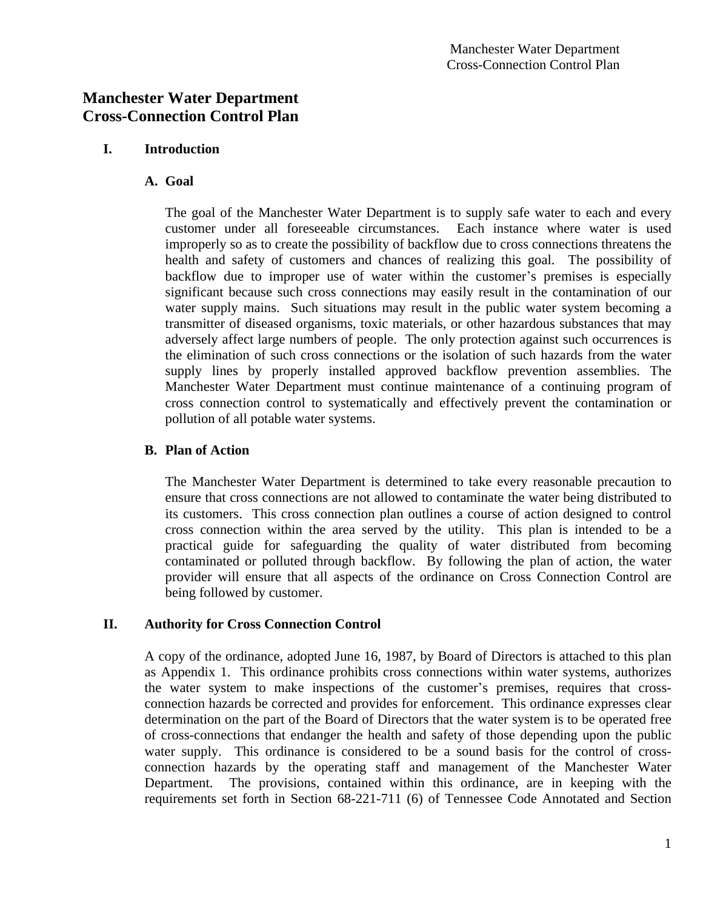# Manchester Water Department
# Cross-Connection Control Plan

## I. Introduction

### A. Goal

The goal of the Manchester Water Department is to supply safe water to each and every customer under all foreseeable circumstances. Each instance where water is used improperly so as to create the possibility of backflow due to cross connections threatens the health and safety of customers and chances of realizing this goal. The possibility of backflow due to improper use of water within the customer's premises is especially significant because such cross connections may easily result in the contamination of our water supply mains. Such situations may result in the public water system becoming a transmitter of diseased organisms, toxic materials, or other hazardous substances that may adversely affect large numbers of people. The only protection against such occurrences is the elimination of such cross connections or the isolation of such hazards from the water supply lines by properly installed approved backflow prevention assemblies. The Manchester Water Department must continue maintenance of a continuing program of cross connection control to systematically and effectively prevent the contamination or pollution of all potable water systems.

### B. Plan of Action

The Manchester Water Department is determined to take every reasonable precaution to ensure that cross connections are not allowed to contaminate the water being distributed to its customers. This cross connection plan outlines a course of action designed to control cross connection within the area served by the utility. This plan is intended to be a practical guide for safeguarding the quality of water distributed from becoming contaminated or polluted through backflow. By following the plan of action, the water provider will ensure that all aspects of the ordinance on Cross Connection Control are being followed by customer.

## II. Authority for Cross Connection Control

A copy of the ordinance, adopted June 16, 1987, by Board of Directors is attached to this plan as Appendix 1. This ordinance prohibits cross connections within water systems, authorizes the water system to make inspections of the customer's premises, requires that cross-connection hazards be corrected and provides for enforcement. This ordinance expresses clear determination on the part of the Board of Directors that the water system is to be operated free of cross-connections that endanger the health and safety of those depending upon the public water supply. This ordinance is considered to be a sound basis for the control of cross-connection hazards by the operating staff and management of the Manchester Water Department. The provisions, contained within this ordinance, are in keeping with the requirements set forth in Section 68-221-711 (6) of Tennessee Code Annotated and Section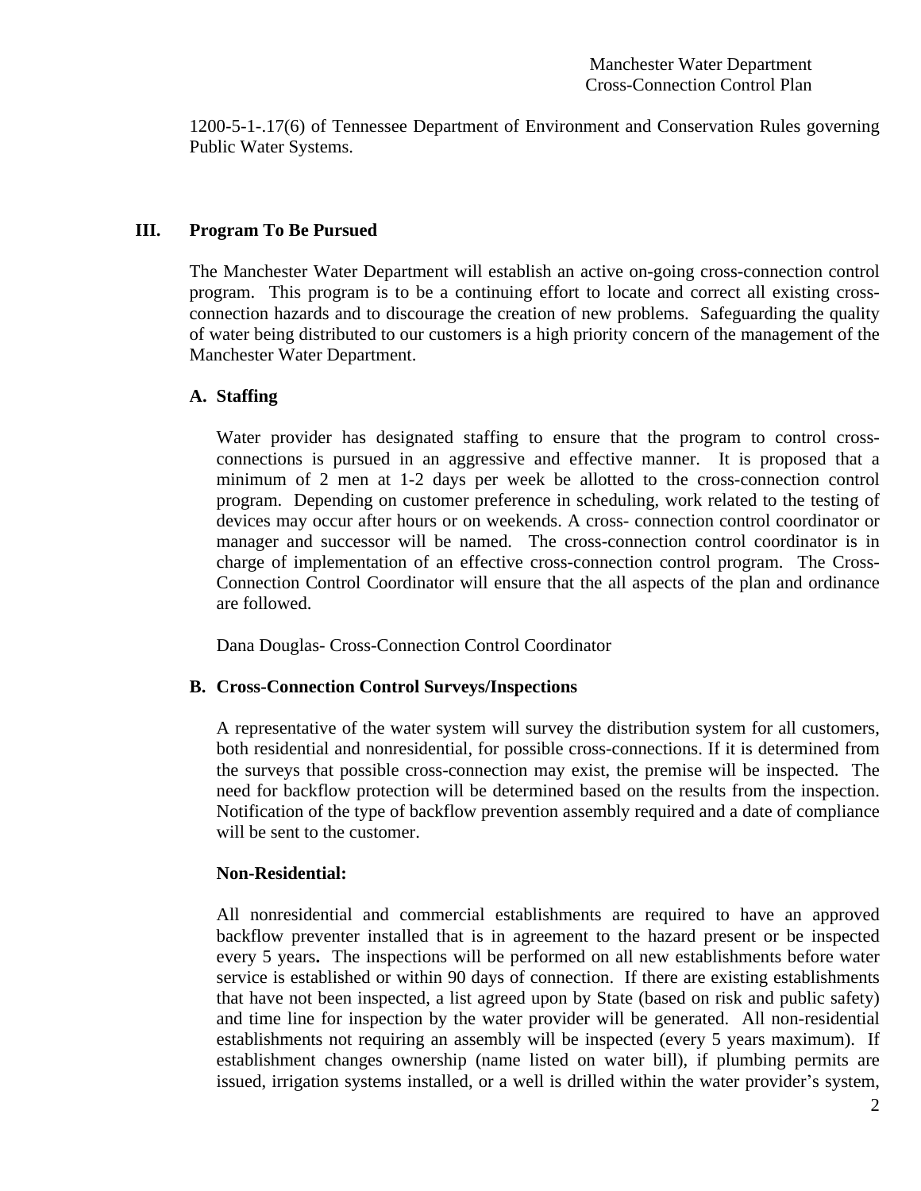1200-5-1-.17(6) of Tennessee Department of Environment and Conservation Rules governing Public Water Systems.

## III. Program To Be Pursued

The Manchester Water Department will establish an active on-going cross-connection control program. This program is to be a continuing effort to locate and correct all existing cross-connection hazards and to discourage the creation of new problems. Safeguarding the quality of water being distributed to our customers is a high priority concern of the management of the Manchester Water Department.

### A. Staffing

Water provider has designated staffing to ensure that the program to control cross-connections is pursued in an aggressive and effective manner. It is proposed that a minimum of 2 men at 1-2 days per week be allotted to the cross-connection control program. Depending on customer preference in scheduling, work related to the testing of devices may occur after hours or on weekends. A cross- connection control coordinator or manager and successor will be named. The cross-connection control coordinator is in charge of implementation of an effective cross-connection control program. The Cross-Connection Control Coordinator will ensure that the all aspects of the plan and ordinance are followed.

Dana Douglas- Cross-Connection Control Coordinator

### B. Cross-Connection Control Surveys/Inspections

A representative of the water system will survey the distribution system for all customers, both residential and nonresidential, for possible cross-connections. If it is determined from the surveys that possible cross-connection may exist, the premise will be inspected. The need for backflow protection will be determined based on the results from the inspection. Notification of the type of backflow prevention assembly required and a date of compliance will be sent to the customer.

**Non-Residential:**

All nonresidential and commercial establishments are required to have an approved backflow preventer installed that is in agreement to the hazard present or be inspected every 5 years**.** The inspections will be performed on all new establishments before water service is established or within 90 days of connection. If there are existing establishments that have not been inspected, a list agreed upon by State (based on risk and public safety) and time line for inspection by the water provider will be generated. All non-residential establishments not requiring an assembly will be inspected (every 5 years maximum). If establishment changes ownership (name listed on water bill), if plumbing permits are issued, irrigation systems installed, or a well is drilled within the water provider's system,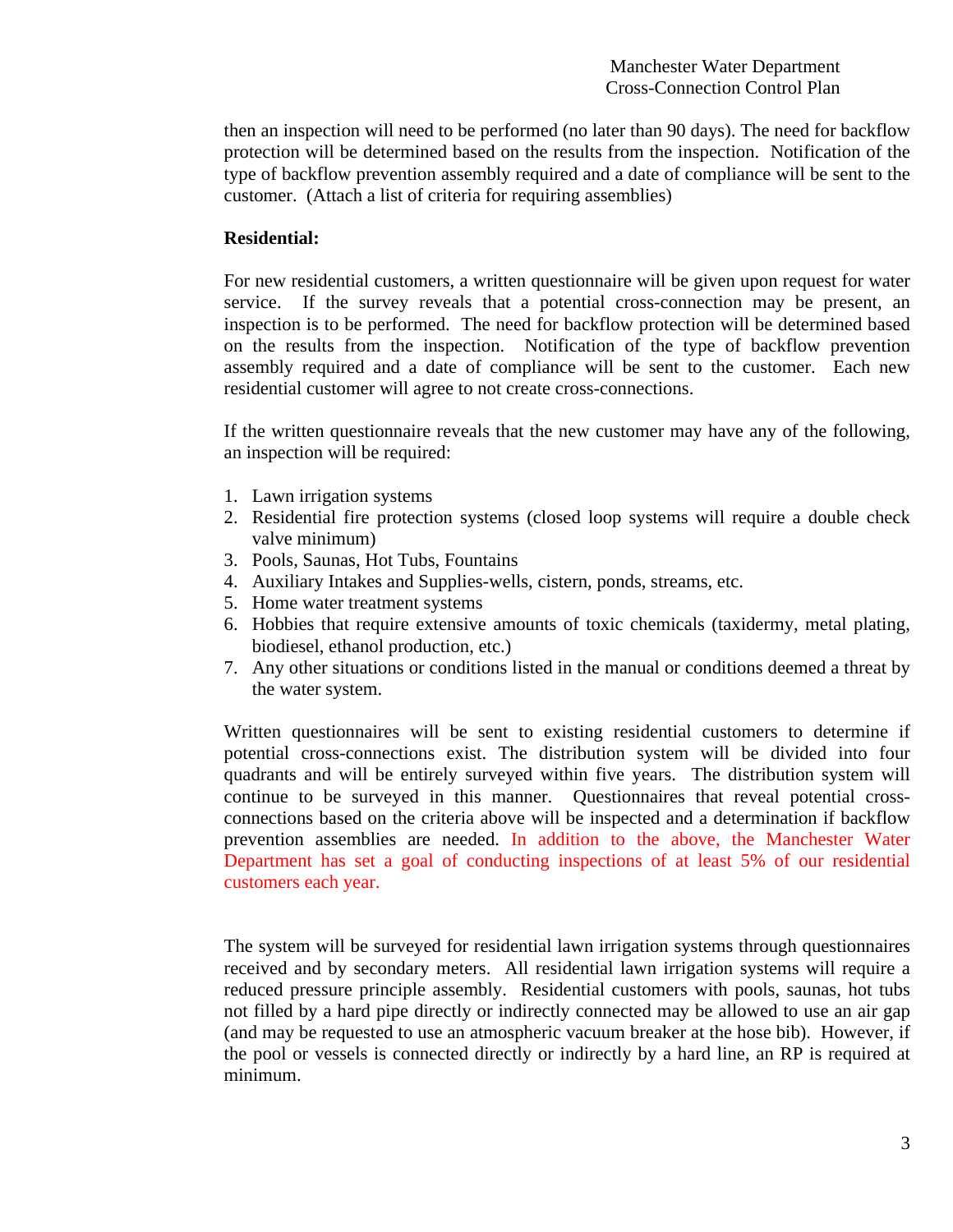then an inspection will need to be performed (no later than 90 days). The need for backflow protection will be determined based on the results from the inspection. Notification of the type of backflow prevention assembly required and a date of compliance will be sent to the customer. (Attach a list of criteria for requiring assemblies)

**Residential:**

For new residential customers, a written questionnaire will be given upon request for water service. If the survey reveals that a potential cross-connection may be present, an inspection is to be performed. The need for backflow protection will be determined based on the results from the inspection. Notification of the type of backflow prevention assembly required and a date of compliance will be sent to the customer. Each new residential customer will agree to not create cross-connections.

If the written questionnaire reveals that the new customer may have any of the following, an inspection will be required:

1. Lawn irrigation systems
2. Residential fire protection systems (closed loop systems will require a double check valve minimum)
3. Pools, Saunas, Hot Tubs, Fountains
4. Auxiliary Intakes and Supplies-wells, cistern, ponds, streams, etc.
5. Home water treatment systems
6. Hobbies that require extensive amounts of toxic chemicals (taxidermy, metal plating, biodiesel, ethanol production, etc.)
7. Any other situations or conditions listed in the manual or conditions deemed a threat by the water system.

Written questionnaires will be sent to existing residential customers to determine if potential cross-connections exist. The distribution system will be divided into four quadrants and will be entirely surveyed within five years. The distribution system will continue to be surveyed in this manner. Questionnaires that reveal potential cross-connections based on the criteria above will be inspected and a determination if backflow prevention assemblies are needed. In addition to the above, the Manchester Water Department has set a goal of conducting inspections of at least 5% of our residential customers each year.

The system will be surveyed for residential lawn irrigation systems through questionnaires received and by secondary meters. All residential lawn irrigation systems will require a reduced pressure principle assembly. Residential customers with pools, saunas, hot tubs not filled by a hard pipe directly or indirectly connected may be allowed to use an air gap (and may be requested to use an atmospheric vacuum breaker at the hose bib). However, if the pool or vessels is connected directly or indirectly by a hard line, an RP is required at minimum.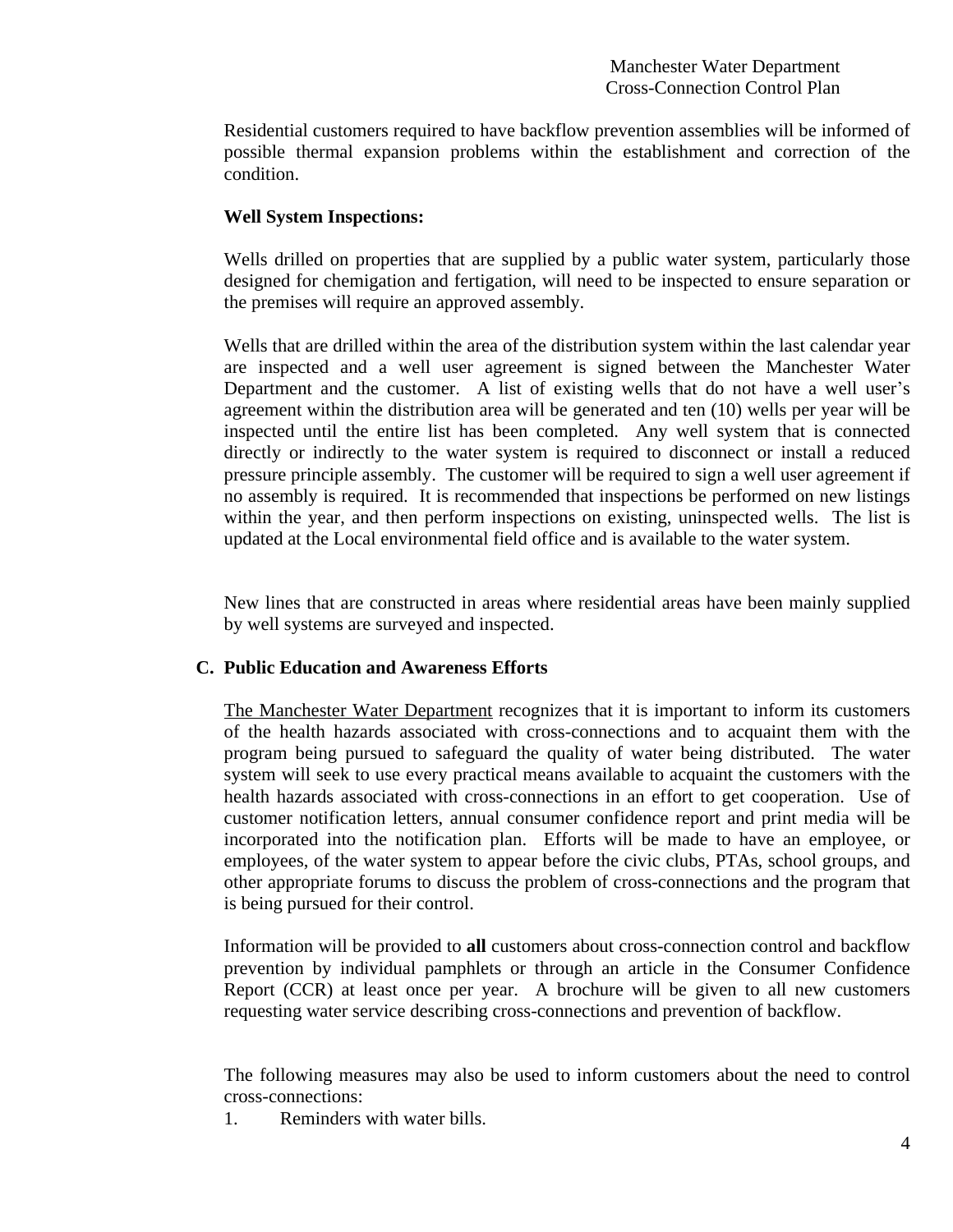Residential customers required to have backflow prevention assemblies will be informed of possible thermal expansion problems within the establishment and correction of the condition.

**Well System Inspections:**

Wells drilled on properties that are supplied by a public water system, particularly those designed for chemigation and fertigation, will need to be inspected to ensure separation or the premises will require an approved assembly.

Wells that are drilled within the area of the distribution system within the last calendar year are inspected and a well user agreement is signed between the Manchester Water Department and the customer. A list of existing wells that do not have a well user's agreement within the distribution area will be generated and ten (10) wells per year will be inspected until the entire list has been completed. Any well system that is connected directly or indirectly to the water system is required to disconnect or install a reduced pressure principle assembly. The customer will be required to sign a well user agreement if no assembly is required. It is recommended that inspections be performed on new listings within the year, and then perform inspections on existing, uninspected wells. The list is updated at the Local environmental field office and is available to the water system.

New lines that are constructed in areas where residential areas have been mainly supplied by well systems are surveyed and inspected.

## C. Public Education and Awareness Efforts

The Manchester Water Department recognizes that it is important to inform its customers of the health hazards associated with cross-connections and to acquaint them with the program being pursued to safeguard the quality of water being distributed. The water system will seek to use every practical means available to acquaint the customers with the health hazards associated with cross-connections in an effort to get cooperation. Use of customer notification letters, annual consumer confidence report and print media will be incorporated into the notification plan. Efforts will be made to have an employee, or employees, of the water system to appear before the civic clubs, PTAs, school groups, and other appropriate forums to discuss the problem of cross-connections and the program that is being pursued for their control.

Information will be provided to **all** customers about cross-connection control and backflow prevention by individual pamphlets or through an article in the Consumer Confidence Report (CCR) at least once per year. A brochure will be given to all new customers requesting water service describing cross-connections and prevention of backflow.

The following measures may also be used to inform customers about the need to control cross-connections:

1. Reminders with water bills.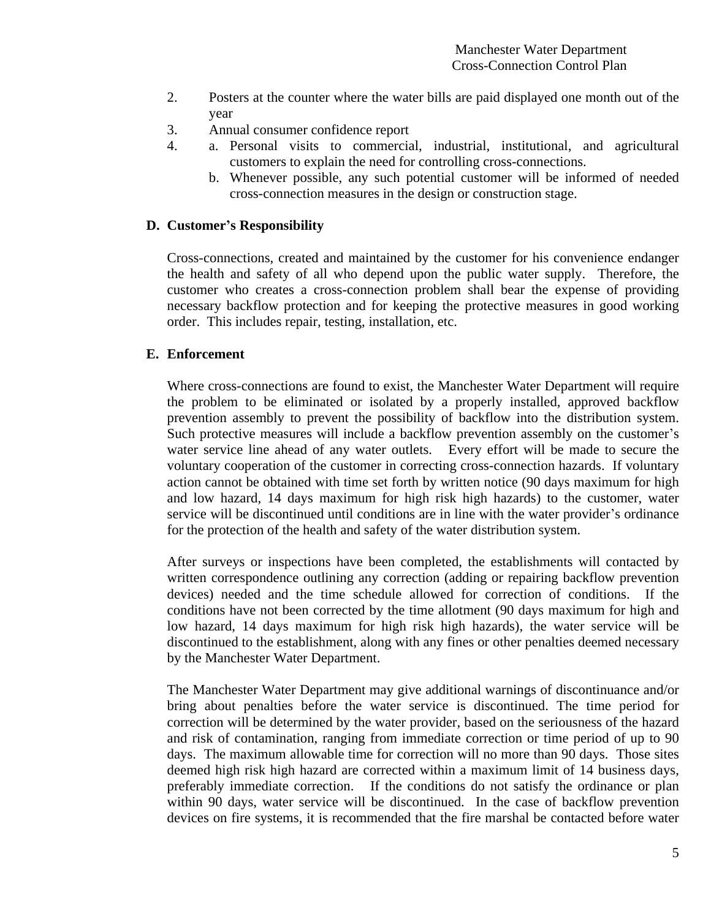2. Posters at the counter where the water bills are paid displayed one month out of the year
3. Annual consumer confidence report
4. a. Personal visits to commercial, industrial, institutional, and agricultural customers to explain the need for controlling cross-connections.
   b. Whenever possible, any such potential customer will be informed of needed cross-connection measures in the design or construction stage.

**D. Customer's Responsibility**

Cross-connections, created and maintained by the customer for his convenience endanger the health and safety of all who depend upon the public water supply. Therefore, the customer who creates a cross-connection problem shall bear the expense of providing necessary backflow protection and for keeping the protective measures in good working order. This includes repair, testing, installation, etc.

**E. Enforcement**

Where cross-connections are found to exist, the Manchester Water Department will require the problem to be eliminated or isolated by a properly installed, approved backflow prevention assembly to prevent the possibility of backflow into the distribution system. Such protective measures will include a backflow prevention assembly on the customer's water service line ahead of any water outlets. Every effort will be made to secure the voluntary cooperation of the customer in correcting cross-connection hazards. If voluntary action cannot be obtained with time set forth by written notice (90 days maximum for high and low hazard, 14 days maximum for high risk high hazards) to the customer, water service will be discontinued until conditions are in line with the water provider's ordinance for the protection of the health and safety of the water distribution system.

After surveys or inspections have been completed, the establishments will contacted by written correspondence outlining any correction (adding or repairing backflow prevention devices) needed and the time schedule allowed for correction of conditions. If the conditions have not been corrected by the time allotment (90 days maximum for high and low hazard, 14 days maximum for high risk high hazards), the water service will be discontinued to the establishment, along with any fines or other penalties deemed necessary by the Manchester Water Department.

The Manchester Water Department may give additional warnings of discontinuance and/or bring about penalties before the water service is discontinued. The time period for correction will be determined by the water provider, based on the seriousness of the hazard and risk of contamination, ranging from immediate correction or time period of up to 90 days. The maximum allowable time for correction will no more than 90 days. Those sites deemed high risk high hazard are corrected within a maximum limit of 14 business days, preferably immediate correction. If the conditions do not satisfy the ordinance or plan within 90 days, water service will be discontinued. In the case of backflow prevention devices on fire systems, it is recommended that the fire marshal be contacted before water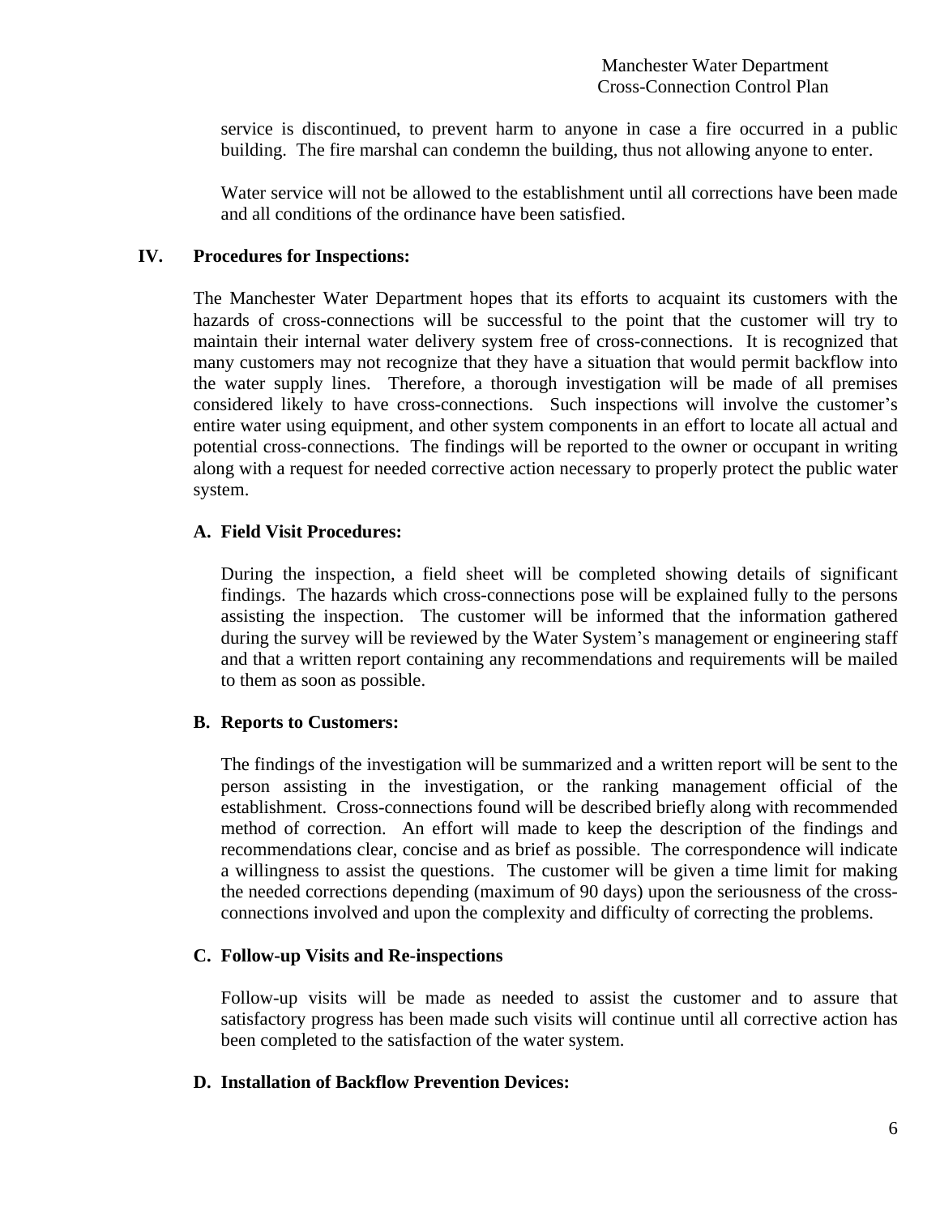service is discontinued, to prevent harm to anyone in case a fire occurred in a public building. The fire marshal can condemn the building, thus not allowing anyone to enter.

Water service will not be allowed to the establishment until all corrections have been made and all conditions of the ordinance have been satisfied.

## IV. Procedures for Inspections:

The Manchester Water Department hopes that its efforts to acquaint its customers with the hazards of cross-connections will be successful to the point that the customer will try to maintain their internal water delivery system free of cross-connections. It is recognized that many customers may not recognize that they have a situation that would permit backflow into the water supply lines. Therefore, a thorough investigation will be made of all premises considered likely to have cross-connections. Such inspections will involve the customer's entire water using equipment, and other system components in an effort to locate all actual and potential cross-connections. The findings will be reported to the owner or occupant in writing along with a request for needed corrective action necessary to properly protect the public water system.

### A. Field Visit Procedures:

During the inspection, a field sheet will be completed showing details of significant findings. The hazards which cross-connections pose will be explained fully to the persons assisting the inspection. The customer will be informed that the information gathered during the survey will be reviewed by the Water System's management or engineering staff and that a written report containing any recommendations and requirements will be mailed to them as soon as possible.

### B. Reports to Customers:

The findings of the investigation will be summarized and a written report will be sent to the person assisting in the investigation, or the ranking management official of the establishment. Cross-connections found will be described briefly along with recommended method of correction. An effort will made to keep the description of the findings and recommendations clear, concise and as brief as possible. The correspondence will indicate a willingness to assist the questions. The customer will be given a time limit for making the needed corrections depending (maximum of 90 days) upon the seriousness of the cross-connections involved and upon the complexity and difficulty of correcting the problems.

### C. Follow-up Visits and Re-inspections

Follow-up visits will be made as needed to assist the customer and to assure that satisfactory progress has been made such visits will continue until all corrective action has been completed to the satisfaction of the water system.

### D. Installation of Backflow Prevention Devices: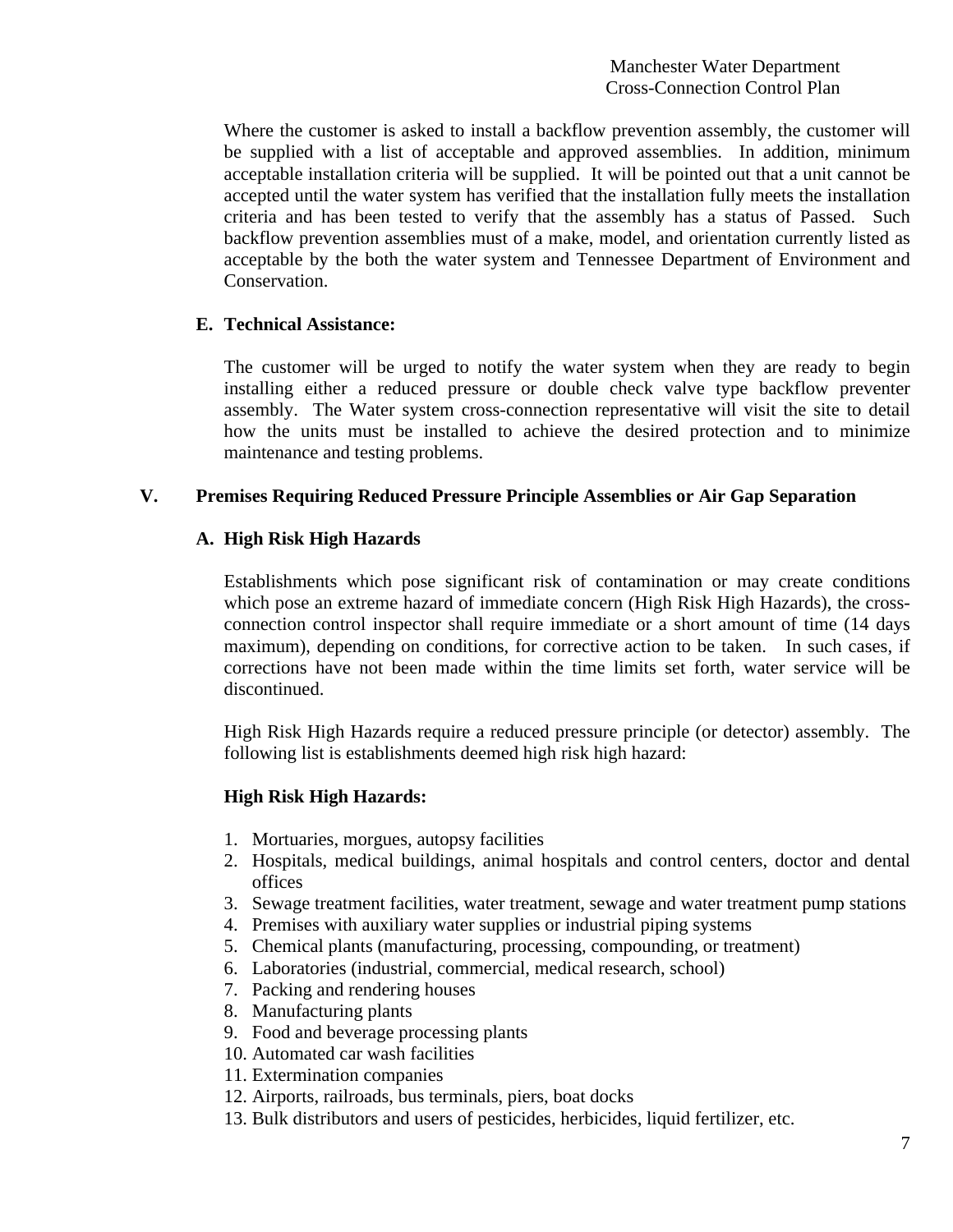Where the customer is asked to install a backflow prevention assembly, the customer will be supplied with a list of acceptable and approved assemblies. In addition, minimum acceptable installation criteria will be supplied. It will be pointed out that a unit cannot be accepted until the water system has verified that the installation fully meets the installation criteria and has been tested to verify that the assembly has a status of Passed. Such backflow prevention assemblies must of a make, model, and orientation currently listed as acceptable by the both the water system and Tennessee Department of Environment and Conservation.

### E. Technical Assistance:

The customer will be urged to notify the water system when they are ready to begin installing either a reduced pressure or double check valve type backflow preventer assembly. The Water system cross-connection representative will visit the site to detail how the units must be installed to achieve the desired protection and to minimize maintenance and testing problems.

## V. Premises Requiring Reduced Pressure Principle Assemblies or Air Gap Separation

### A. High Risk High Hazards

Establishments which pose significant risk of contamination or may create conditions which pose an extreme hazard of immediate concern (High Risk High Hazards), the cross-connection control inspector shall require immediate or a short amount of time (14 days maximum), depending on conditions, for corrective action to be taken. In such cases, if corrections have not been made within the time limits set forth, water service will be discontinued.

High Risk High Hazards require a reduced pressure principle (or detector) assembly. The following list is establishments deemed high risk high hazard:

**High Risk High Hazards:**

1. Mortuaries, morgues, autopsy facilities
2. Hospitals, medical buildings, animal hospitals and control centers, doctor and dental offices
3. Sewage treatment facilities, water treatment, sewage and water treatment pump stations
4. Premises with auxiliary water supplies or industrial piping systems
5. Chemical plants (manufacturing, processing, compounding, or treatment)
6. Laboratories (industrial, commercial, medical research, school)
7. Packing and rendering houses
8. Manufacturing plants
9. Food and beverage processing plants
10. Automated car wash facilities
11. Extermination companies
12. Airports, railroads, bus terminals, piers, boat docks
13. Bulk distributors and users of pesticides, herbicides, liquid fertilizer, etc.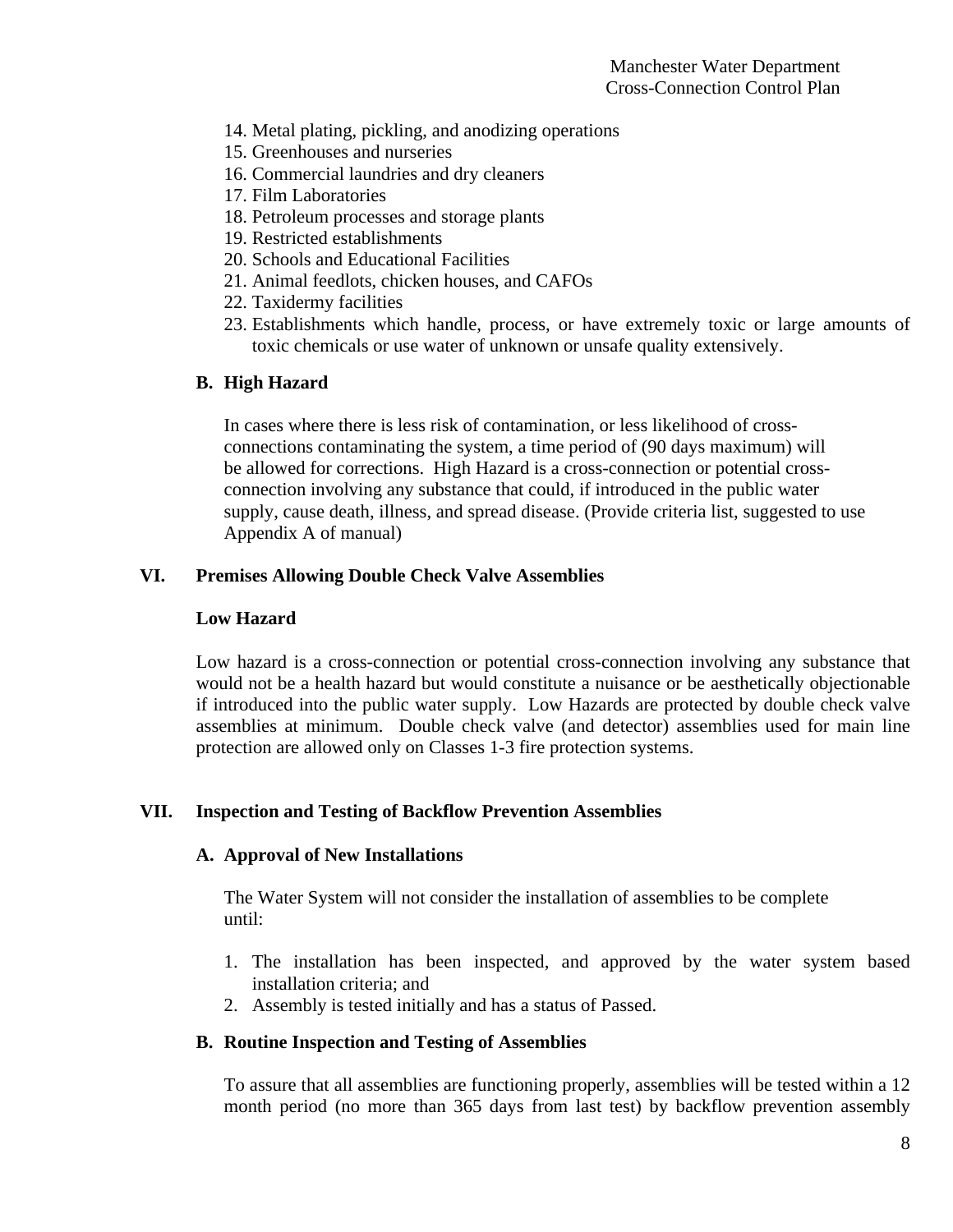14. Metal plating, pickling, and anodizing operations
15. Greenhouses and nurseries
16. Commercial laundries and dry cleaners
17. Film Laboratories
18. Petroleum processes and storage plants
19. Restricted establishments
20. Schools and Educational Facilities
21. Animal feedlots, chicken houses, and CAFOs
22. Taxidermy facilities
23. Establishments which handle, process, or have extremely toxic or large amounts of toxic chemicals or use water of unknown or unsafe quality extensively.

### B. High Hazard

In cases where there is less risk of contamination, or less likelihood of cross-connections contaminating the system, a time period of (90 days maximum) will be allowed for corrections. High Hazard is a cross-connection or potential cross-connection involving any substance that could, if introduced in the public water supply, cause death, illness, and spread disease. (Provide criteria list, suggested to use Appendix A of manual)

## VI. Premises Allowing Double Check Valve Assemblies

### Low Hazard

Low hazard is a cross-connection or potential cross-connection involving any substance that would not be a health hazard but would constitute a nuisance or be aesthetically objectionable if introduced into the public water supply. Low Hazards are protected by double check valve assemblies at minimum. Double check valve (and detector) assemblies used for main line protection are allowed only on Classes 1-3 fire protection systems.

## VII. Inspection and Testing of Backflow Prevention Assemblies

### A. Approval of New Installations

The Water System will not consider the installation of assemblies to be complete until:

1. The installation has been inspected, and approved by the water system based installation criteria; and
2. Assembly is tested initially and has a status of Passed.

### B. Routine Inspection and Testing of Assemblies

To assure that all assemblies are functioning properly, assemblies will be tested within a 12 month period (no more than 365 days from last test) by backflow prevention assembly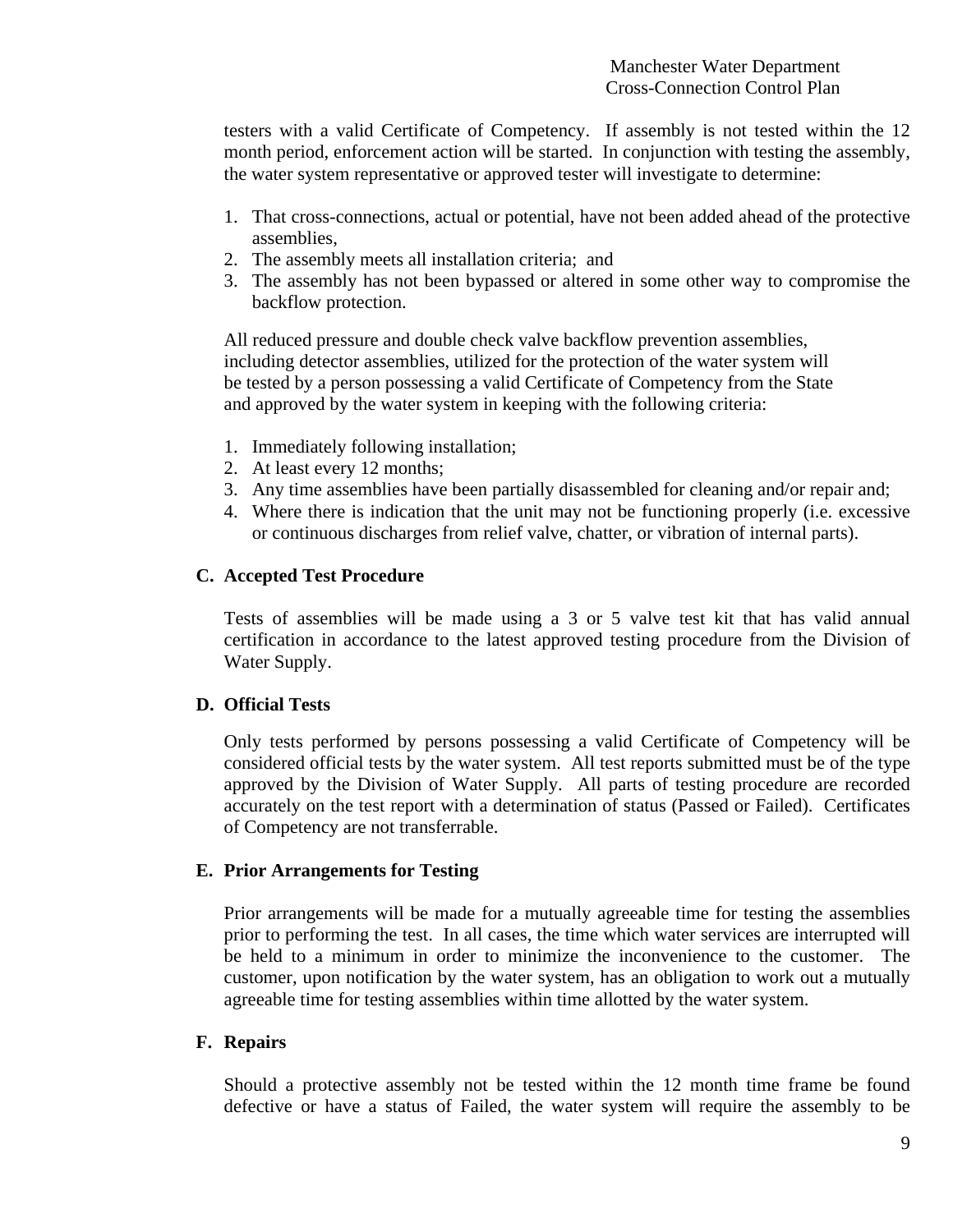testers with a valid Certificate of Competency. If assembly is not tested within the 12 month period, enforcement action will be started. In conjunction with testing the assembly, the water system representative or approved tester will investigate to determine:

1. That cross-connections, actual or potential, have not been added ahead of the protective assemblies,
2. The assembly meets all installation criteria; and
3. The assembly has not been bypassed or altered in some other way to compromise the backflow protection.

All reduced pressure and double check valve backflow prevention assemblies, including detector assemblies, utilized for the protection of the water system will be tested by a person possessing a valid Certificate of Competency from the State and approved by the water system in keeping with the following criteria:

1. Immediately following installation;
2. At least every 12 months;
3. Any time assemblies have been partially disassembled for cleaning and/or repair and;
4. Where there is indication that the unit may not be functioning properly (i.e. excessive or continuous discharges from relief valve, chatter, or vibration of internal parts).

### C. Accepted Test Procedure

Tests of assemblies will be made using a 3 or 5 valve test kit that has valid annual certification in accordance to the latest approved testing procedure from the Division of Water Supply.

### D. Official Tests

Only tests performed by persons possessing a valid Certificate of Competency will be considered official tests by the water system. All test reports submitted must be of the type approved by the Division of Water Supply. All parts of testing procedure are recorded accurately on the test report with a determination of status (Passed or Failed). Certificates of Competency are not transferrable.

### E. Prior Arrangements for Testing

Prior arrangements will be made for a mutually agreeable time for testing the assemblies prior to performing the test. In all cases, the time which water services are interrupted will be held to a minimum in order to minimize the inconvenience to the customer. The customer, upon notification by the water system, has an obligation to work out a mutually agreeable time for testing assemblies within time allotted by the water system.

### F. Repairs

Should a protective assembly not be tested within the 12 month time frame be found defective or have a status of Failed, the water system will require the assembly to be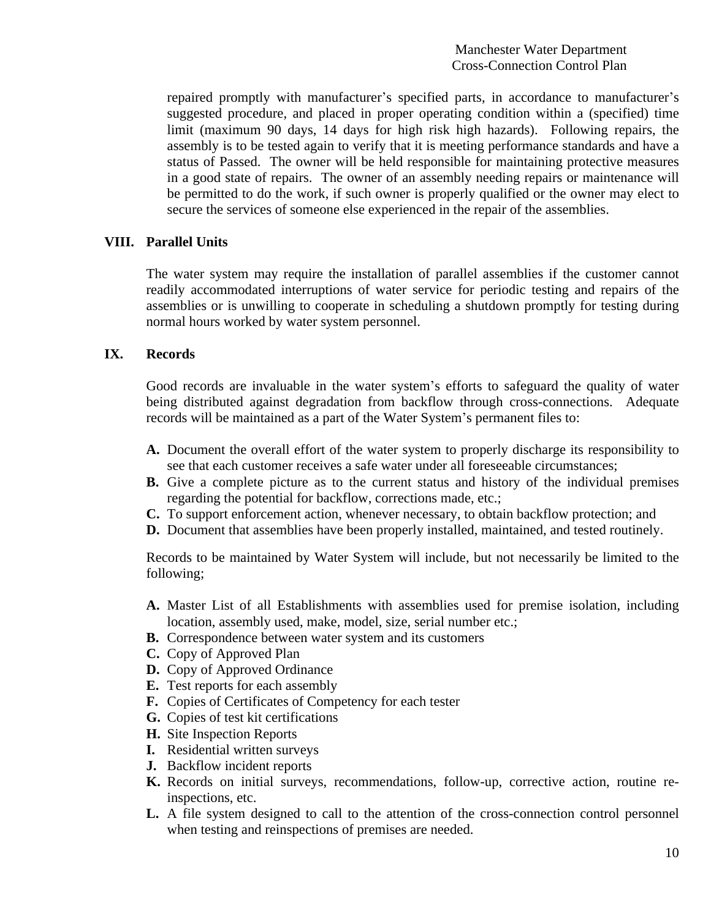repaired promptly with manufacturer's specified parts, in accordance to manufacturer's suggested procedure, and placed in proper operating condition within a (specified) time limit (maximum 90 days, 14 days for high risk high hazards). Following repairs, the assembly is to be tested again to verify that it is meeting performance standards and have a status of Passed. The owner will be held responsible for maintaining protective measures in a good state of repairs. The owner of an assembly needing repairs or maintenance will be permitted to do the work, if such owner is properly qualified or the owner may elect to secure the services of someone else experienced in the repair of the assemblies.

## VIII. Parallel Units

The water system may require the installation of parallel assemblies if the customer cannot readily accommodated interruptions of water service for periodic testing and repairs of the assemblies or is unwilling to cooperate in scheduling a shutdown promptly for testing during normal hours worked by water system personnel.

## IX. Records

Good records are invaluable in the water system's efforts to safeguard the quality of water being distributed against degradation from backflow through cross-connections. Adequate records will be maintained as a part of the Water System's permanent files to:

**A.** Document the overall effort of the water system to properly discharge its responsibility to see that each customer receives a safe water under all foreseeable circumstances;
**B.** Give a complete picture as to the current status and history of the individual premises regarding the potential for backflow, corrections made, etc.;
**C.** To support enforcement action, whenever necessary, to obtain backflow protection; and
**D.** Document that assemblies have been properly installed, maintained, and tested routinely.

Records to be maintained by Water System will include, but not necessarily be limited to the following;

**A.** Master List of all Establishments with assemblies used for premise isolation, including location, assembly used, make, model, size, serial number etc.;
**B.** Correspondence between water system and its customers
**C.** Copy of Approved Plan
**D.** Copy of Approved Ordinance
**E.** Test reports for each assembly
**F.** Copies of Certificates of Competency for each tester
**G.** Copies of test kit certifications
**H.** Site Inspection Reports
**I.** Residential written surveys
**J.** Backflow incident reports
**K.** Records on initial surveys, recommendations, follow-up, corrective action, routine re-inspections, etc.
**L.** A file system designed to call to the attention of the cross-connection control personnel when testing and reinspections of premises are needed.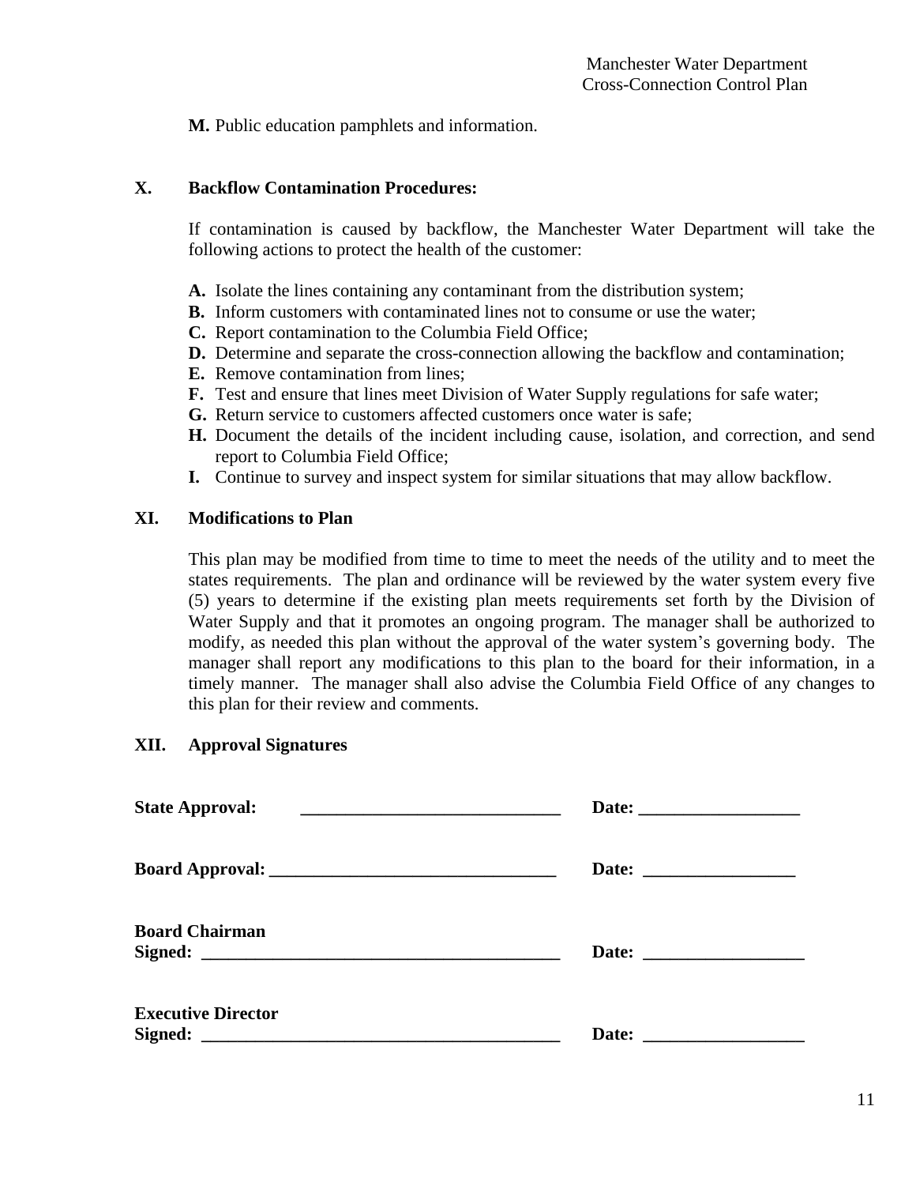**M.** Public education pamphlets and information.

## X. Backflow Contamination Procedures:

If contamination is caused by backflow, the Manchester Water Department will take the following actions to protect the health of the customer:

**A.** Isolate the lines containing any contaminant from the distribution system;
**B.** Inform customers with contaminated lines not to consume or use the water;
**C.** Report contamination to the Columbia Field Office;
**D.** Determine and separate the cross-connection allowing the backflow and contamination;
**E.** Remove contamination from lines;
**F.** Test and ensure that lines meet Division of Water Supply regulations for safe water;
**G.** Return service to customers affected customers once water is safe;
**H.** Document the details of the incident including cause, isolation, and correction, and send report to Columbia Field Office;
**I.** Continue to survey and inspect system for similar situations that may allow backflow.

## XI. Modifications to Plan

This plan may be modified from time to time to meet the needs of the utility and to meet the states requirements. The plan and ordinance will be reviewed by the water system every five (5) years to determine if the existing plan meets requirements set forth by the Division of Water Supply and that it promotes an ongoing program. The manager shall be authorized to modify, as needed this plan without the approval of the water system's governing body. The manager shall report any modifications to this plan to the board for their information, in a timely manner. The manager shall also advise the Columbia Field Office of any changes to this plan for their review and comments.

## XII. Approval Signatures

**State Approval:** ______________________________ **Date:** __________________

**Board Approval:** ________________________________ **Date:** _________________

**Board Chairman**
**Signed:** ________________________________________ **Date:** __________________

**Executive Director**
**Signed:** ________________________________________ **Date:** __________________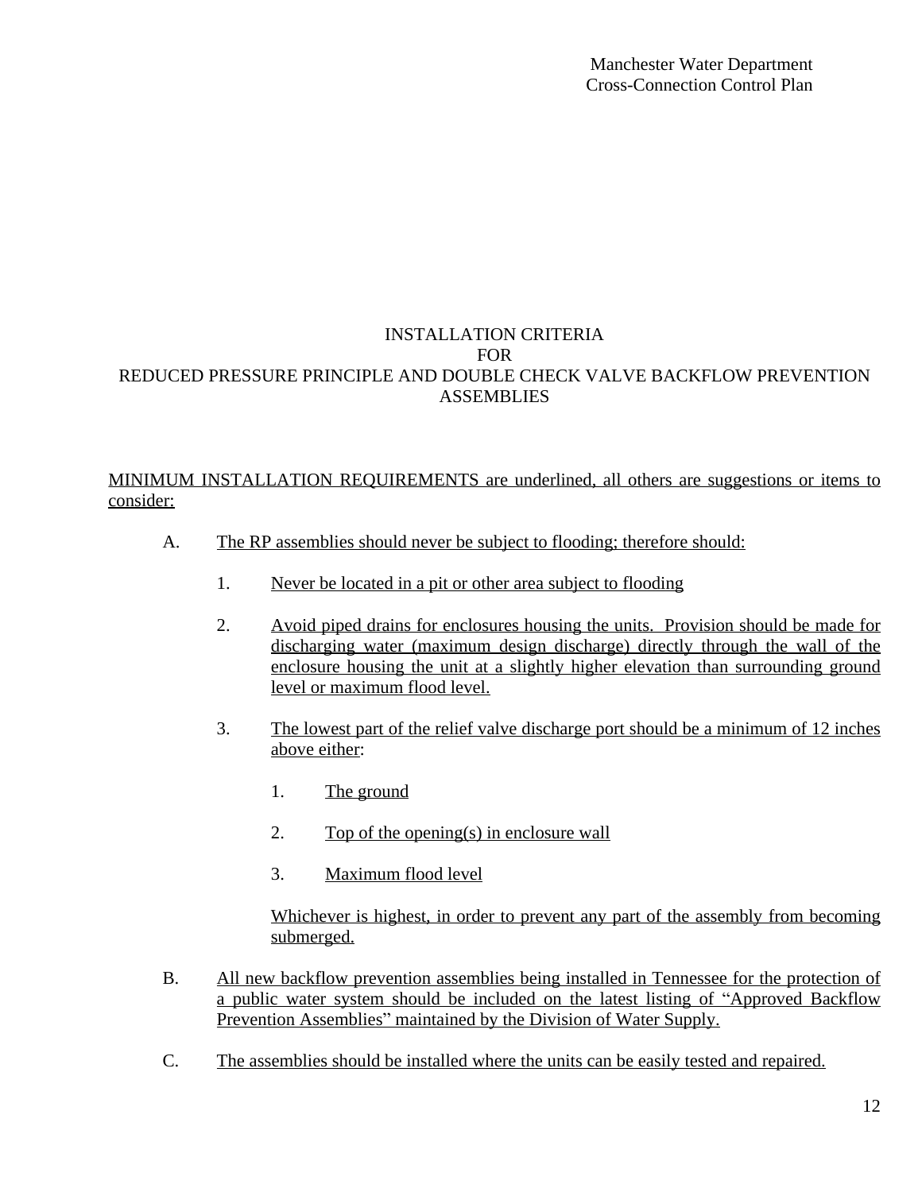# INSTALLATION CRITERIA
# FOR
# REDUCED PRESSURE PRINCIPLE AND DOUBLE CHECK VALVE BACKFLOW PREVENTION ASSEMBLIES

<u>MINIMUM INSTALLATION REQUIREMENTS are underlined, all others are suggestions or items to consider:</u>

A. <u>The RP assemblies should never be subject to flooding; therefore should:</u>

   1. <u>Never be located in a pit or other area subject to flooding</u>

   2. <u>Avoid piped drains for enclosures housing the units. Provision should be made for discharging water (maximum design discharge) directly through the wall of the enclosure housing the unit at a slightly higher elevation than surrounding ground level or maximum flood level.</u>

   3. <u>The lowest part of the relief valve discharge port should be a minimum of 12 inches above either</u>:

      1. <u>The ground</u>

      2. <u>Top of the opening(s) in enclosure wall</u>

      3. <u>Maximum flood level</u>

      <u>Whichever is highest, in order to prevent any part of the assembly from becoming submerged.</u>

B. <u>All new backflow prevention assemblies being installed in Tennessee for the protection of a public water system should be included on the latest listing of "Approved Backflow Prevention Assemblies" maintained by the Division of Water Supply.</u>

C. <u>The assemblies should be installed where the units can be easily tested and repaired.</u>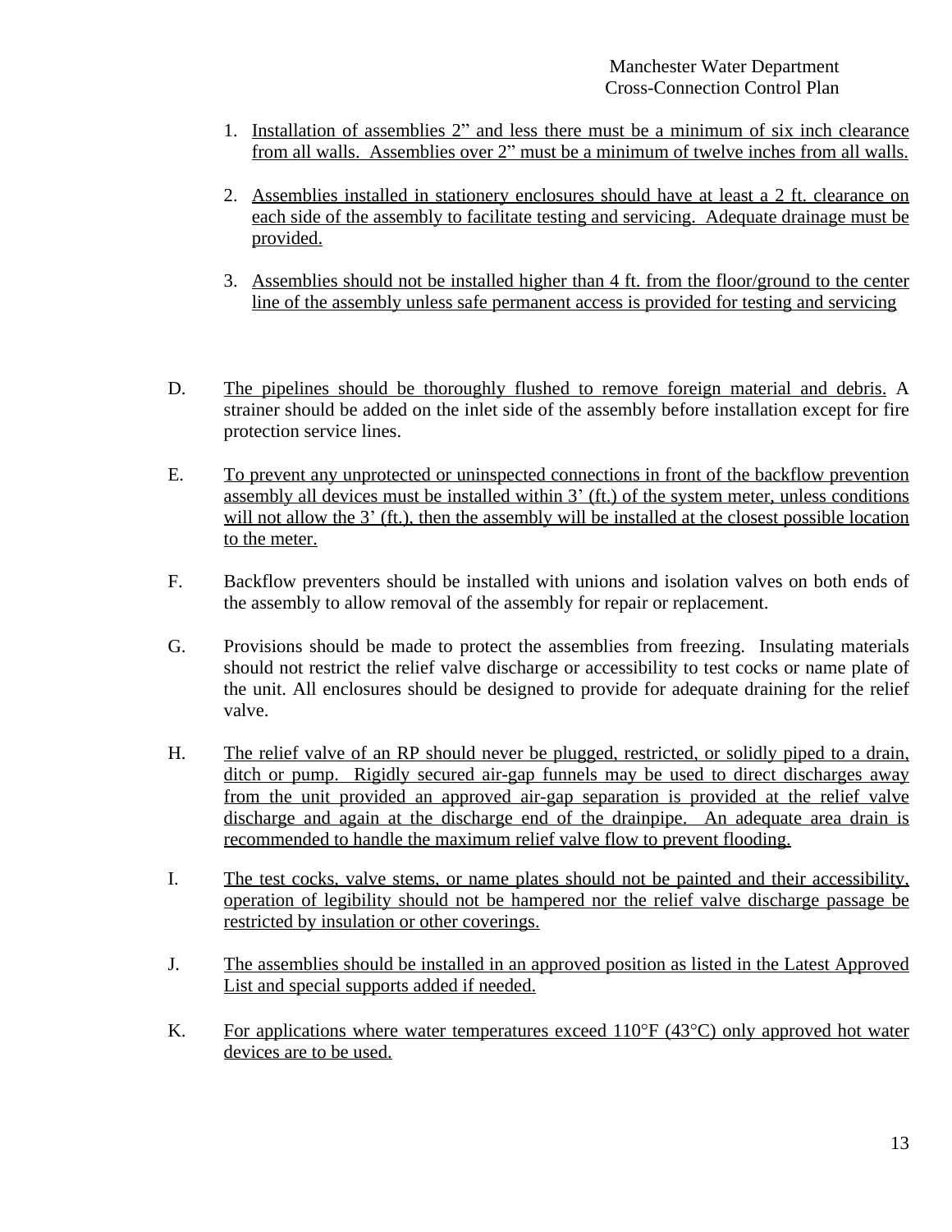1. Installation of assemblies 2" and less there must be a minimum of six inch clearance from all walls. Assemblies over 2" must be a minimum of twelve inches from all walls.

2. Assemblies installed in stationery enclosures should have at least a 2 ft. clearance on each side of the assembly to facilitate testing and servicing. Adequate drainage must be provided.

3. Assemblies should not be installed higher than 4 ft. from the floor/ground to the center line of the assembly unless safe permanent access is provided for testing and servicing

D. The pipelines should be thoroughly flushed to remove foreign material and debris. A strainer should be added on the inlet side of the assembly before installation except for fire protection service lines.

E. To prevent any unprotected or uninspected connections in front of the backflow prevention assembly all devices must be installed within 3' (ft.) of the system meter, unless conditions will not allow the 3' (ft.), then the assembly will be installed at the closest possible location to the meter.

F. Backflow preventers should be installed with unions and isolation valves on both ends of the assembly to allow removal of the assembly for repair or replacement.

G. Provisions should be made to protect the assemblies from freezing. Insulating materials should not restrict the relief valve discharge or accessibility to test cocks or name plate of the unit. All enclosures should be designed to provide for adequate draining for the relief valve.

H. The relief valve of an RP should never be plugged, restricted, or solidly piped to a drain, ditch or pump. Rigidly secured air-gap funnels may be used to direct discharges away from the unit provided an approved air-gap separation is provided at the relief valve discharge and again at the discharge end of the drainpipe. An adequate area drain is recommended to handle the maximum relief valve flow to prevent flooding.

I. The test cocks, valve stems, or name plates should not be painted and their accessibility, operation of legibility should not be hampered nor the relief valve discharge passage be restricted by insulation or other coverings.

J. The assemblies should be installed in an approved position as listed in the Latest Approved List and special supports added if needed.

K. For applications where water temperatures exceed 110°F (43°C) only approved hot water devices are to be used.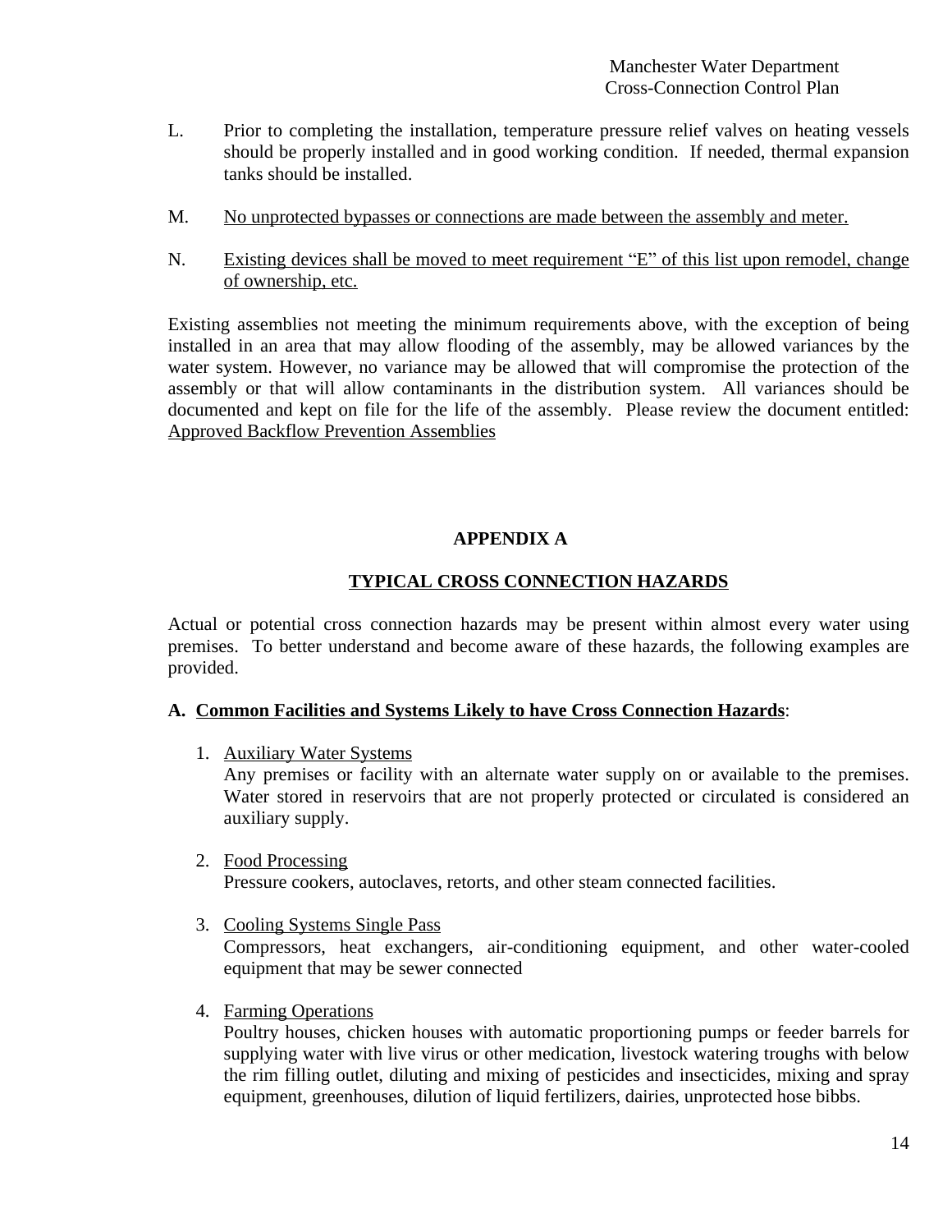L. Prior to completing the installation, temperature pressure relief valves on heating vessels should be properly installed and in good working condition. If needed, thermal expansion tanks should be installed.

M. <u>No unprotected bypasses or connections are made between the assembly and meter.</u>

N. <u>Existing devices shall be moved to meet requirement "E" of this list upon remodel, change of ownership, etc.</u>

Existing assemblies not meeting the minimum requirements above, with the exception of being installed in an area that may allow flooding of the assembly, may be allowed variances by the water system. However, no variance may be allowed that will compromise the protection of the assembly or that will allow contaminants in the distribution system. All variances should be documented and kept on file for the life of the assembly. Please review the document entitled: <u>Approved Backflow Prevention Assemblies</u>

# APPENDIX A

## <u>TYPICAL CROSS CONNECTION HAZARDS</u>

Actual or potential cross connection hazards may be present within almost every water using premises. To better understand and become aware of these hazards, the following examples are provided.

**A. <u>Common Facilities and Systems Likely to have Cross Connection Hazards</u>**:

1. <u>Auxiliary Water Systems</u>
   Any premises or facility with an alternate water supply on or available to the premises. Water stored in reservoirs that are not properly protected or circulated is considered an auxiliary supply.

2. <u>Food Processing</u>
   Pressure cookers, autoclaves, retorts, and other steam connected facilities.

3. <u>Cooling Systems Single Pass</u>
   Compressors, heat exchangers, air-conditioning equipment, and other water-cooled equipment that may be sewer connected

4. <u>Farming Operations</u>
   Poultry houses, chicken houses with automatic proportioning pumps or feeder barrels for supplying water with live virus or other medication, livestock watering troughs with below the rim filling outlet, diluting and mixing of pesticides and insecticides, mixing and spray equipment, greenhouses, dilution of liquid fertilizers, dairies, unprotected hose bibbs.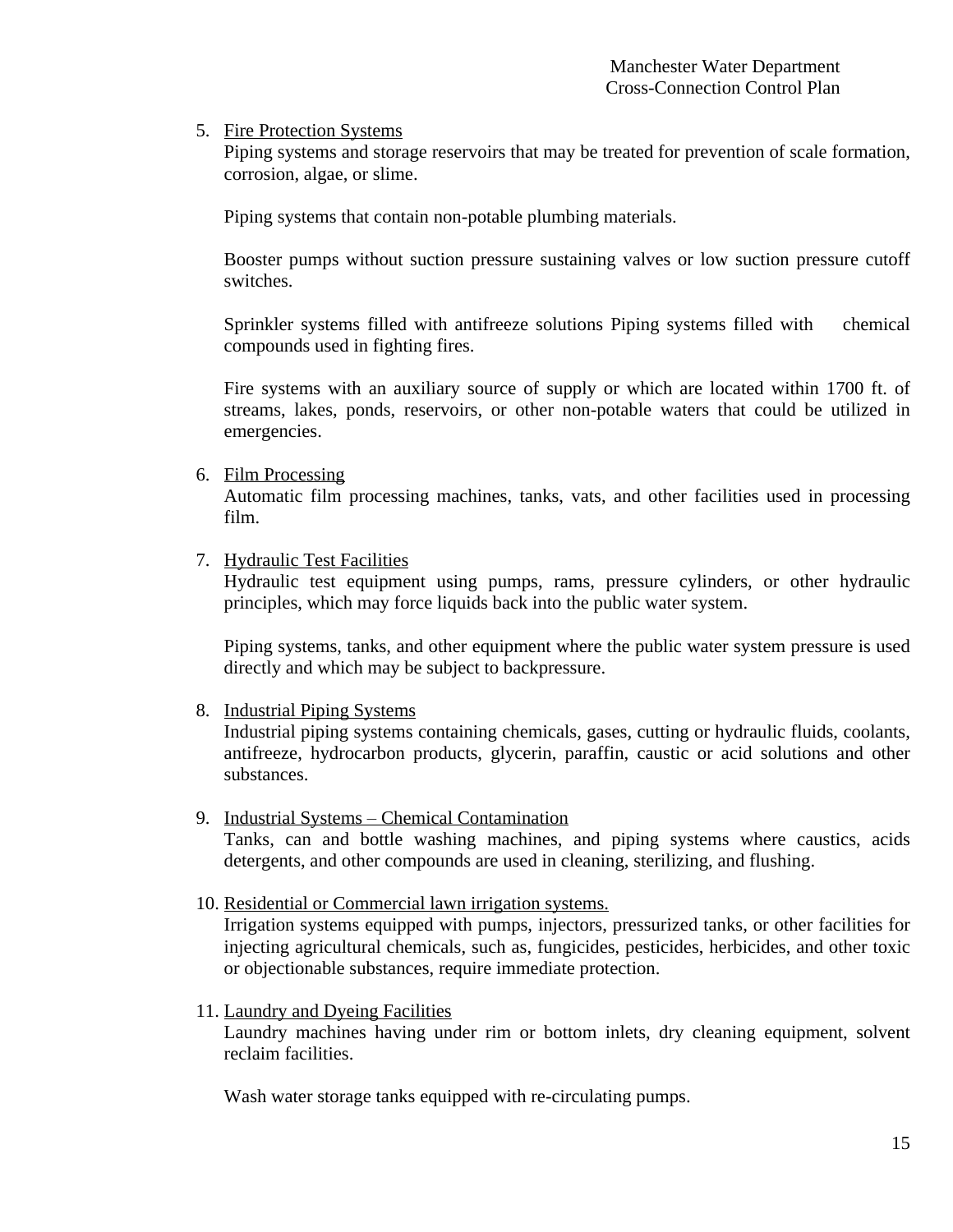5. Fire Protection Systems

   Piping systems and storage reservoirs that may be treated for prevention of scale formation, corrosion, algae, or slime.

   Piping systems that contain non-potable plumbing materials.

   Booster pumps without suction pressure sustaining valves or low suction pressure cutoff switches.

   Sprinkler systems filled with antifreeze solutions Piping systems filled with chemical compounds used in fighting fires.

   Fire systems with an auxiliary source of supply or which are located within 1700 ft. of streams, lakes, ponds, reservoirs, or other non-potable waters that could be utilized in emergencies.

6. Film Processing

   Automatic film processing machines, tanks, vats, and other facilities used in processing film.

7. Hydraulic Test Facilities

   Hydraulic test equipment using pumps, rams, pressure cylinders, or other hydraulic principles, which may force liquids back into the public water system.

   Piping systems, tanks, and other equipment where the public water system pressure is used directly and which may be subject to backpressure.

8. Industrial Piping Systems

   Industrial piping systems containing chemicals, gases, cutting or hydraulic fluids, coolants, antifreeze, hydrocarbon products, glycerin, paraffin, caustic or acid solutions and other substances.

9. Industrial Systems – Chemical Contamination

   Tanks, can and bottle washing machines, and piping systems where caustics, acids detergents, and other compounds are used in cleaning, sterilizing, and flushing.

10. Residential or Commercial lawn irrigation systems.

    Irrigation systems equipped with pumps, injectors, pressurized tanks, or other facilities for injecting agricultural chemicals, such as, fungicides, pesticides, herbicides, and other toxic or objectionable substances, require immediate protection.

11. Laundry and Dyeing Facilities

    Laundry machines having under rim or bottom inlets, dry cleaning equipment, solvent reclaim facilities.

    Wash water storage tanks equipped with re-circulating pumps.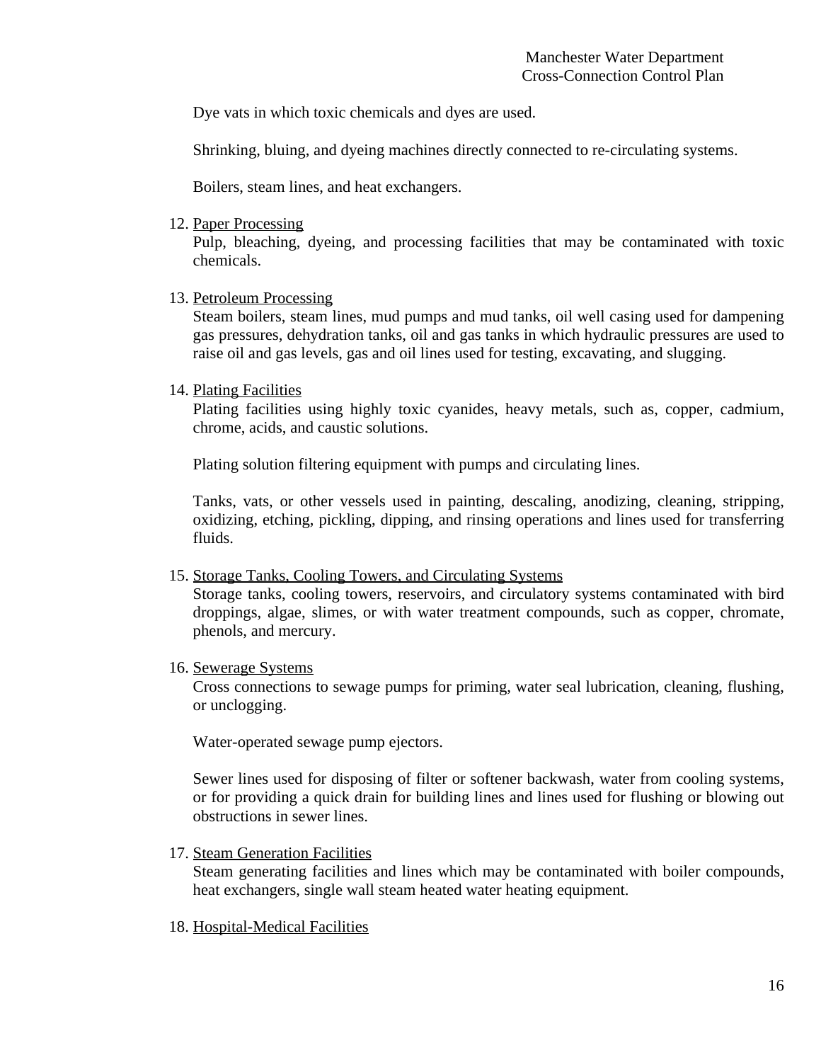Dye vats in which toxic chemicals and dyes are used.

Shrinking, bluing, and dyeing machines directly connected to re-circulating systems.

Boilers, steam lines, and heat exchangers.

12. <u>Paper Processing</u>
    Pulp, bleaching, dyeing, and processing facilities that may be contaminated with toxic chemicals.

13. <u>Petroleum Processing</u>
    Steam boilers, steam lines, mud pumps and mud tanks, oil well casing used for dampening gas pressures, dehydration tanks, oil and gas tanks in which hydraulic pressures are used to raise oil and gas levels, gas and oil lines used for testing, excavating, and slugging.

14. <u>Plating Facilities</u>
    Plating facilities using highly toxic cyanides, heavy metals, such as, copper, cadmium, chrome, acids, and caustic solutions.

    Plating solution filtering equipment with pumps and circulating lines.

    Tanks, vats, or other vessels used in painting, descaling, anodizing, cleaning, stripping, oxidizing, etching, pickling, dipping, and rinsing operations and lines used for transferring fluids.

15. <u>Storage Tanks, Cooling Towers, and Circulating Systems</u>
    Storage tanks, cooling towers, reservoirs, and circulatory systems contaminated with bird droppings, algae, slimes, or with water treatment compounds, such as copper, chromate, phenols, and mercury.

16. <u>Sewerage Systems</u>
    Cross connections to sewage pumps for priming, water seal lubrication, cleaning, flushing, or unclogging.

    Water-operated sewage pump ejectors.

    Sewer lines used for disposing of filter or softener backwash, water from cooling systems, or for providing a quick drain for building lines and lines used for flushing or blowing out obstructions in sewer lines.

17. <u>Steam Generation Facilities</u>
    Steam generating facilities and lines which may be contaminated with boiler compounds, heat exchangers, single wall steam heated water heating equipment.

18. <u>Hospital-Medical Facilities</u>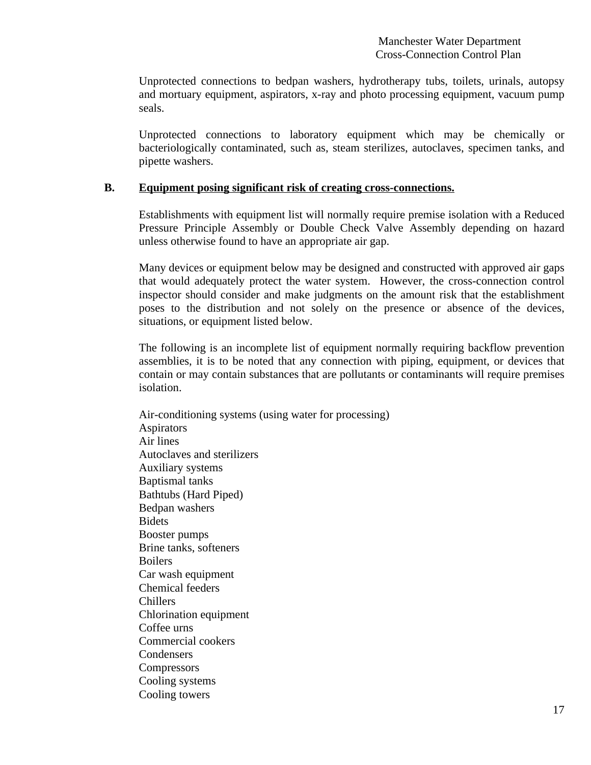Unprotected connections to bedpan washers, hydrotherapy tubs, toilets, urinals, autopsy and mortuary equipment, aspirators, x-ray and photo processing equipment, vacuum pump seals.

Unprotected connections to laboratory equipment which may be chemically or bacteriologically contaminated, such as, steam sterilizes, autoclaves, specimen tanks, and pipette washers.

**B. <u>Equipment posing significant risk of creating cross-connections.</u>**

Establishments with equipment list will normally require premise isolation with a Reduced Pressure Principle Assembly or Double Check Valve Assembly depending on hazard unless otherwise found to have an appropriate air gap.

Many devices or equipment below may be designed and constructed with approved air gaps that would adequately protect the water system. However, the cross-connection control inspector should consider and make judgments on the amount risk that the establishment poses to the distribution and not solely on the presence or absence of the devices, situations, or equipment listed below.

The following is an incomplete list of equipment normally requiring backflow prevention assemblies, it is to be noted that any connection with piping, equipment, or devices that contain or may contain substances that are pollutants or contaminants will require premises isolation.

Air-conditioning systems (using water for processing)
Aspirators
Air lines
Autoclaves and sterilizers
Auxiliary systems
Baptismal tanks
Bathtubs (Hard Piped)
Bedpan washers
Bidets
Booster pumps
Brine tanks, softeners
Boilers
Car wash equipment
Chemical feeders
Chillers
Chlorination equipment
Coffee urns
Commercial cookers
Condensers
Compressors
Cooling systems
Cooling towers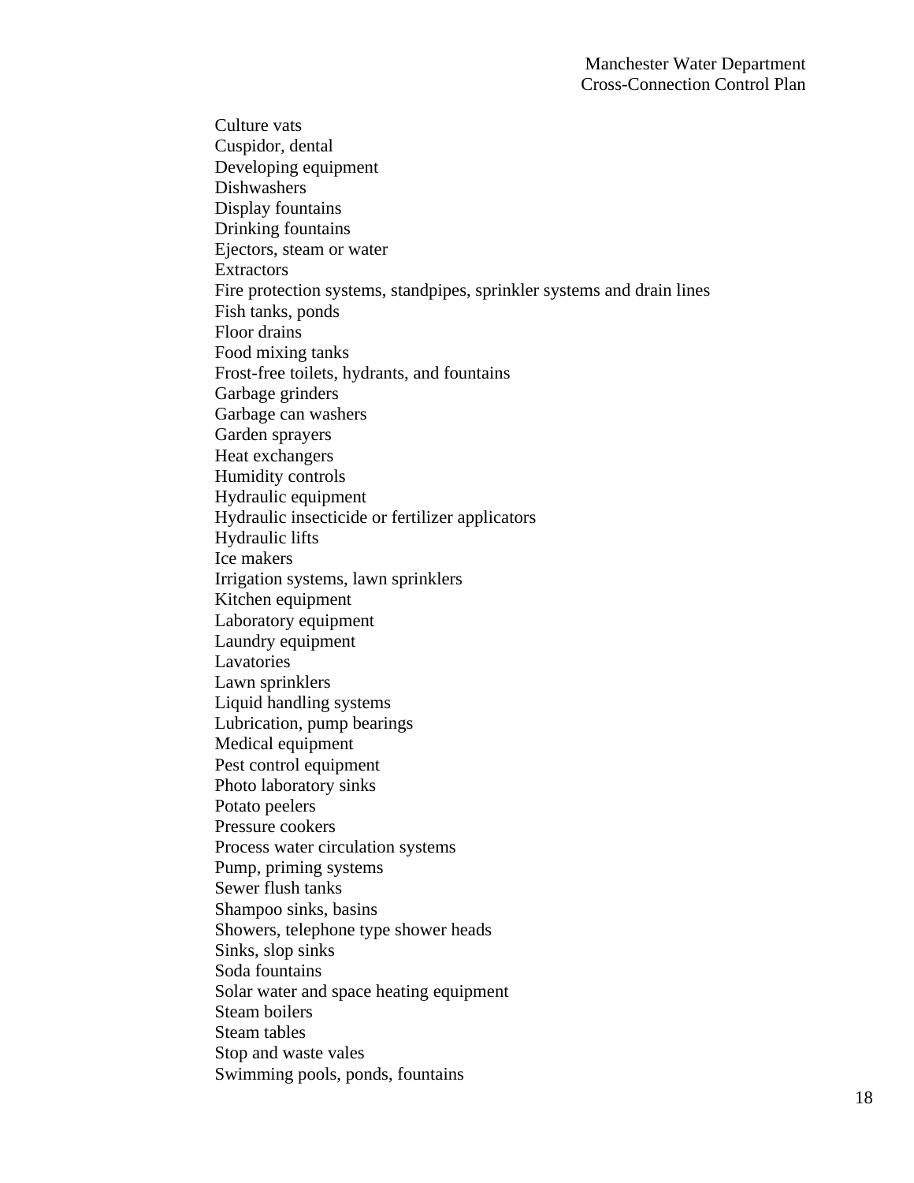Culture vats
Cuspidor, dental
Developing equipment
Dishwashers
Display fountains
Drinking fountains
Ejectors, steam or water
Extractors
Fire protection systems, standpipes, sprinkler systems and drain lines
Fish tanks, ponds
Floor drains
Food mixing tanks
Frost-free toilets, hydrants, and fountains
Garbage grinders
Garbage can washers
Garden sprayers
Heat exchangers
Humidity controls
Hydraulic equipment
Hydraulic insecticide or fertilizer applicators
Hydraulic lifts
Ice makers
Irrigation systems, lawn sprinklers
Kitchen equipment
Laboratory equipment
Laundry equipment
Lavatories
Lawn sprinklers
Liquid handling systems
Lubrication, pump bearings
Medical equipment
Pest control equipment
Photo laboratory sinks
Potato peelers
Pressure cookers
Process water circulation systems
Pump, priming systems
Sewer flush tanks
Shampoo sinks, basins
Showers, telephone type shower heads
Sinks, slop sinks
Soda fountains
Solar water and space heating equipment
Steam boilers
Steam tables
Stop and waste vales
Swimming pools, ponds, fountains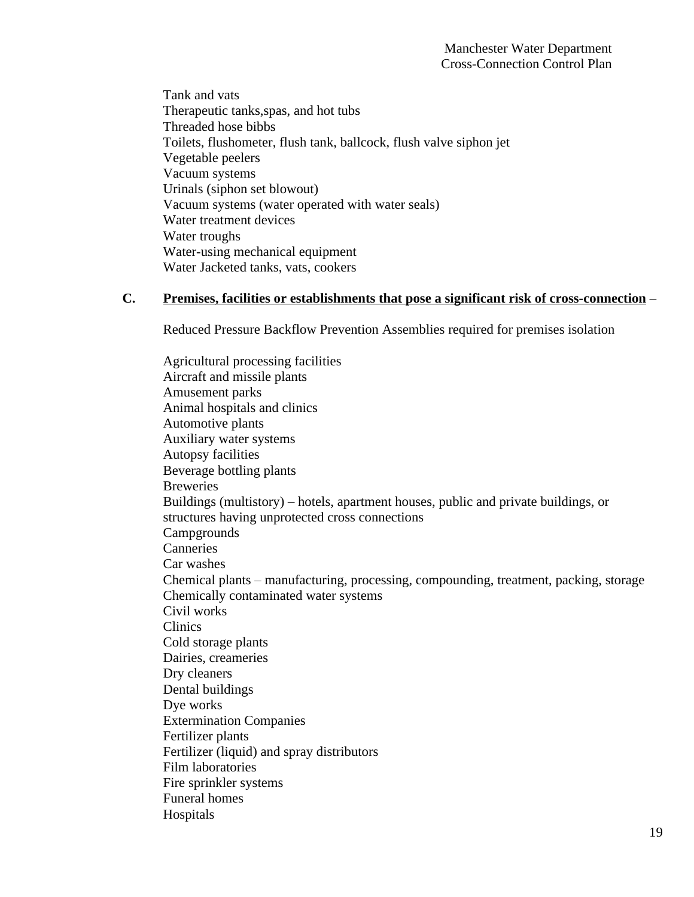Tank and vats
Therapeutic tanks,spas, and hot tubs
Threaded hose bibbs
Toilets, flushometer, flush tank, ballcock, flush valve siphon jet
Vegetable peelers
Vacuum systems
Urinals (siphon set blowout)
Vacuum systems (water operated with water seals)
Water treatment devices
Water troughs
Water-using mechanical equipment
Water Jacketed tanks, vats, cookers

**C.** **<u>Premises, facilities or establishments that pose a significant risk of cross-connection</u>** –

Reduced Pressure Backflow Prevention Assemblies required for premises isolation

Agricultural processing facilities
Aircraft and missile plants
Amusement parks
Animal hospitals and clinics
Automotive plants
Auxiliary water systems
Autopsy facilities
Beverage bottling plants
Breweries
Buildings (multistory) – hotels, apartment houses, public and private buildings, or structures having unprotected cross connections
Campgrounds
Canneries
Car washes
Chemical plants – manufacturing, processing, compounding, treatment, packing, storage
Chemically contaminated water systems
Civil works
Clinics
Cold storage plants
Dairies, creameries
Dry cleaners
Dental buildings
Dye works
Extermination Companies
Fertilizer plants
Fertilizer (liquid) and spray distributors
Film laboratories
Fire sprinkler systems
Funeral homes
Hospitals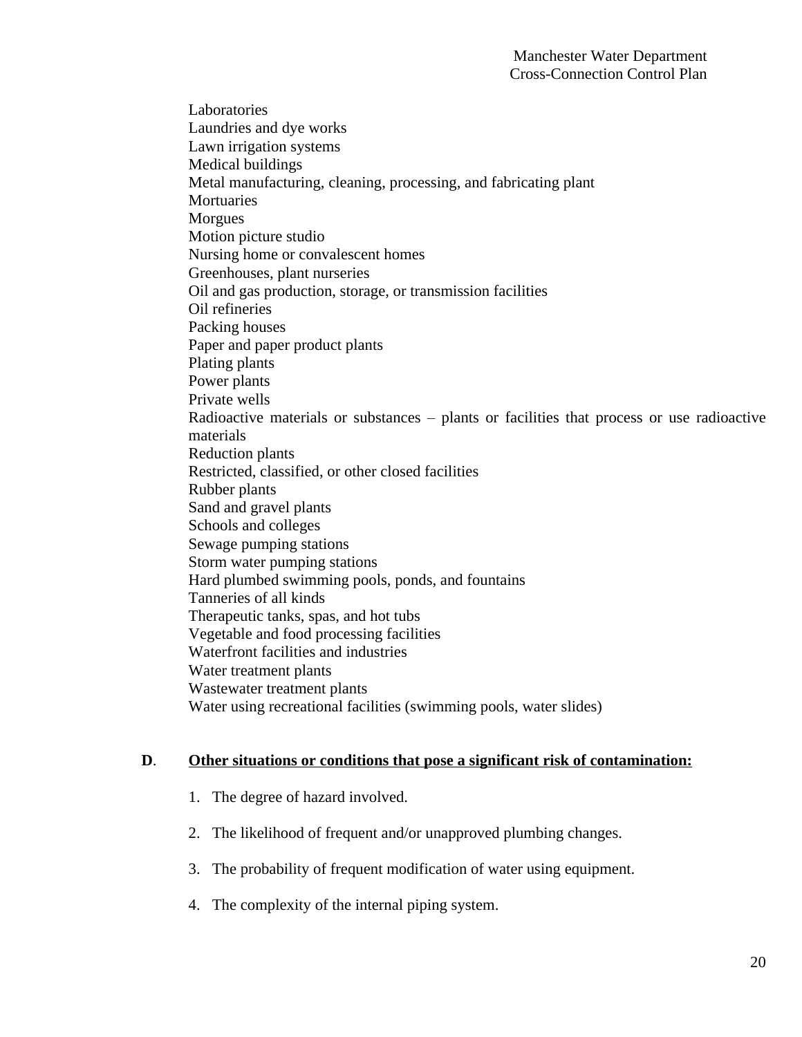Laboratories
Laundries and dye works
Lawn irrigation systems
Medical buildings
Metal manufacturing, cleaning, processing, and fabricating plant
Mortuaries
Morgues
Motion picture studio
Nursing home or convalescent homes
Greenhouses, plant nurseries
Oil and gas production, storage, or transmission facilities
Oil refineries
Packing houses
Paper and paper product plants
Plating plants
Power plants
Private wells
Radioactive materials or substances – plants or facilities that process or use radioactive materials
Reduction plants
Restricted, classified, or other closed facilities
Rubber plants
Sand and gravel plants
Schools and colleges
Sewage pumping stations
Storm water pumping stations
Hard plumbed swimming pools, ponds, and fountains
Tanneries of all kinds
Therapeutic tanks, spas, and hot tubs
Vegetable and food processing facilities
Waterfront facilities and industries
Water treatment plants
Wastewater treatment plants
Water using recreational facilities (swimming pools, water slides)

**D**. **Other situations or conditions that pose a significant risk of contamination:**

1. The degree of hazard involved.
2. The likelihood of frequent and/or unapproved plumbing changes.
3. The probability of frequent modification of water using equipment.
4. The complexity of the internal piping system.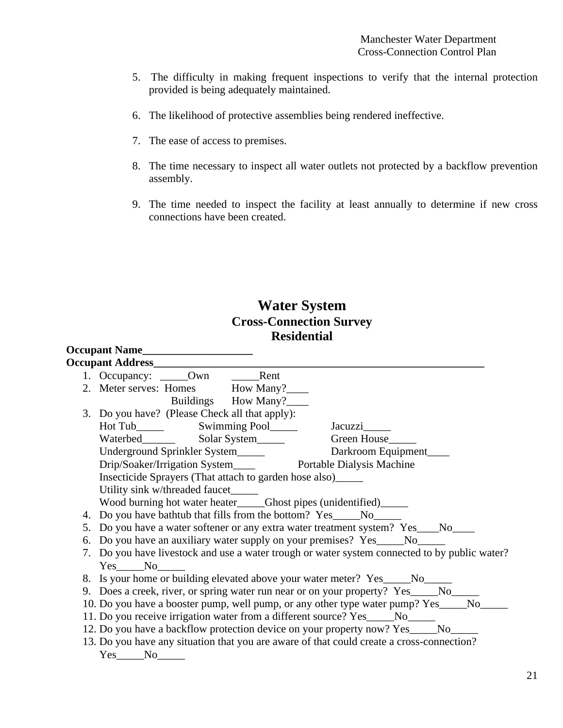5. The difficulty in making frequent inspections to verify that the internal protection provided is being adequately maintained.

6. The likelihood of protective assemblies being rendered ineffective.

7. The ease of access to premises.

8. The time necessary to inspect all water outlets not protected by a backflow prevention assembly.

9. The time needed to inspect the facility at least annually to determine if new cross connections have been created.

# Water System
## Cross-Connection Survey
## Residential

**Occupant Name____________________**
**Occupant Address_______________________________________________________________**

1. Occupancy: _____Own _____Rent
2. Meter serves: Homes How Many?____
   Buildings How Many?____
3. Do you have? (Please Check all that apply):
   Hot Tub_____ Swimming Pool_____ Jacuzzi_____
   Waterbed______ Solar System_____ Green House_____
   Underground Sprinkler System_____ Darkroom Equipment____
   Drip/Soaker/Irrigation System____ Portable Dialysis Machine
   Insecticide Sprayers (That attach to garden hose also)_____
   Utility sink w/threaded faucet_____
   Wood burning hot water heater_____Ghost pipes (unidentified)_____
4. Do you have bathtub that fills from the bottom? Yes_____No_____
5. Do you have a water softener or any extra water treatment system? Yes____No____
6. Do you have an auxiliary water supply on your premises? Yes_____No_____
7. Do you have livestock and use a water trough or water system connected to by public water? Yes_____No_____
8. Is your home or building elevated above your water meter? Yes_____No_____
9. Does a creek, river, or spring water run near or on your property? Yes_____No_____
10. Do you have a booster pump, well pump, or any other type water pump? Yes_____No_____
11. Do you receive irrigation water from a different source? Yes_____No_____
12. Do you have a backflow protection device on your property now? Yes_____No_____
13. Do you have any situation that you are aware of that could create a cross-connection? Yes_____No_____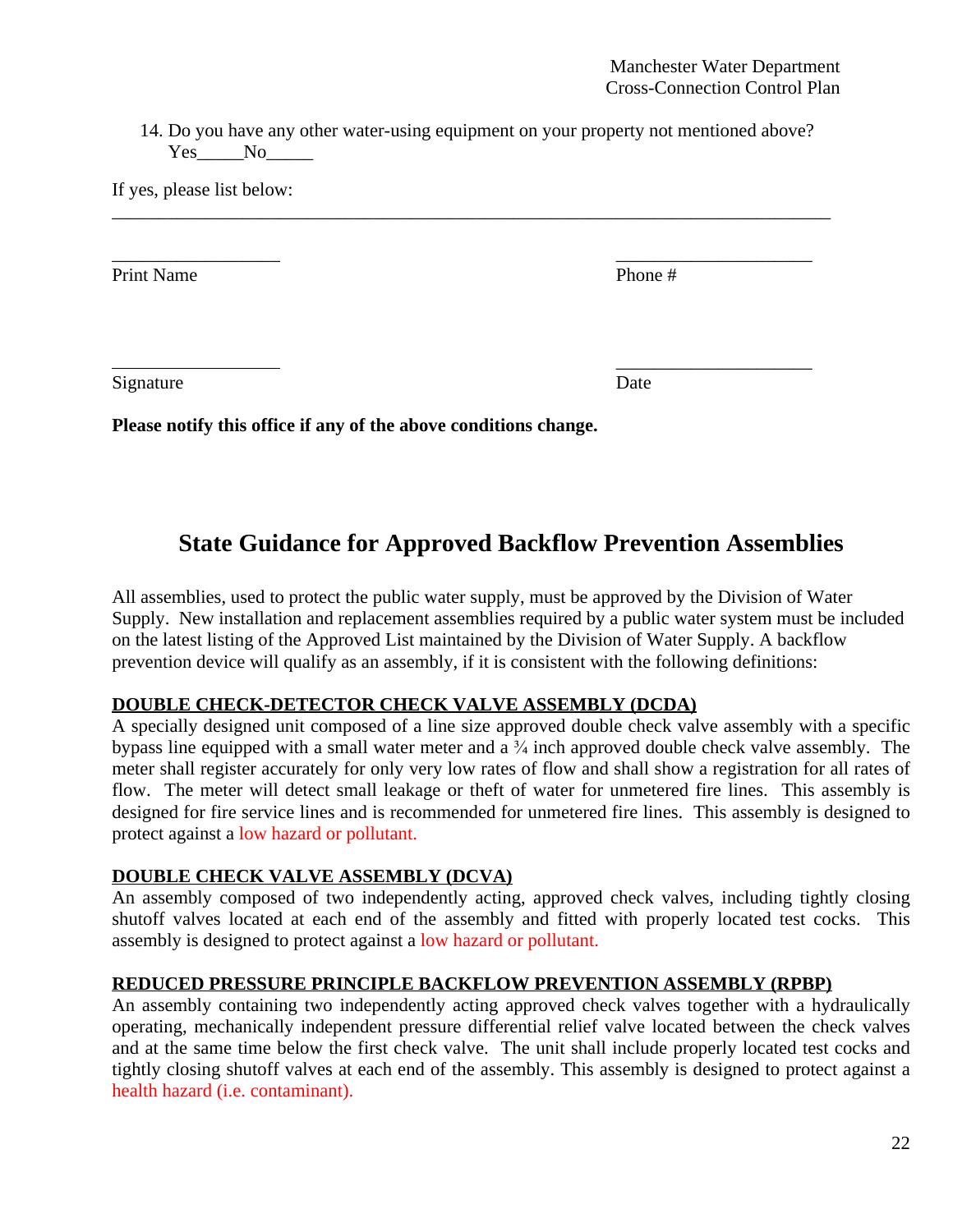14. Do you have any other water-using equipment on your property not mentioned above?
    Yes_____No_____

If yes, please list below:

______________________________________________________________________________

_________________ &nbsp;&nbsp;&nbsp;&nbsp;&nbsp;&nbsp;&nbsp;&nbsp;&nbsp;&nbsp;&nbsp;&nbsp;&nbsp;&nbsp;&nbsp;&nbsp;&nbsp;&nbsp;&nbsp;&nbsp;&nbsp;&nbsp;&nbsp;&nbsp;&nbsp;&nbsp;&nbsp;&nbsp;&nbsp;&nbsp;&nbsp;&nbsp;&nbsp;&nbsp;&nbsp;&nbsp;&nbsp;&nbsp;&nbsp;&nbsp; ____________________
Print Name &nbsp;&nbsp;&nbsp;&nbsp;&nbsp;&nbsp;&nbsp;&nbsp;&nbsp;&nbsp;&nbsp;&nbsp;&nbsp;&nbsp;&nbsp;&nbsp;&nbsp;&nbsp;&nbsp;&nbsp;&nbsp;&nbsp;&nbsp;&nbsp;&nbsp;&nbsp;&nbsp;&nbsp;&nbsp;&nbsp;&nbsp;&nbsp;&nbsp;&nbsp;&nbsp;&nbsp;&nbsp;&nbsp;&nbsp;&nbsp;&nbsp;&nbsp;&nbsp;&nbsp;&nbsp;&nbsp;&nbsp;&nbsp;&nbsp; Phone #

_________________ &nbsp;&nbsp;&nbsp;&nbsp;&nbsp;&nbsp;&nbsp;&nbsp;&nbsp;&nbsp;&nbsp;&nbsp;&nbsp;&nbsp;&nbsp;&nbsp;&nbsp;&nbsp;&nbsp;&nbsp;&nbsp;&nbsp;&nbsp;&nbsp;&nbsp;&nbsp;&nbsp;&nbsp;&nbsp;&nbsp;&nbsp;&nbsp;&nbsp;&nbsp;&nbsp;&nbsp;&nbsp;&nbsp;&nbsp;&nbsp; ____________________
Signature &nbsp;&nbsp;&nbsp;&nbsp;&nbsp;&nbsp;&nbsp;&nbsp;&nbsp;&nbsp;&nbsp;&nbsp;&nbsp;&nbsp;&nbsp;&nbsp;&nbsp;&nbsp;&nbsp;&nbsp;&nbsp;&nbsp;&nbsp;&nbsp;&nbsp;&nbsp;&nbsp;&nbsp;&nbsp;&nbsp;&nbsp;&nbsp;&nbsp;&nbsp;&nbsp;&nbsp;&nbsp;&nbsp;&nbsp;&nbsp;&nbsp;&nbsp;&nbsp;&nbsp;&nbsp;&nbsp;&nbsp;&nbsp;&nbsp;&nbsp; Date

**Please notify this office if any of the above conditions change.**

# State Guidance for Approved Backflow Prevention Assemblies

All assemblies, used to protect the public water supply, must be approved by the Division of Water Supply. New installation and replacement assemblies required by a public water system must be included on the latest listing of the Approved List maintained by the Division of Water Supply. A backflow prevention device will qualify as an assembly, if it is consistent with the following definitions:

**DOUBLE CHECK-DETECTOR CHECK VALVE ASSEMBLY (DCDA)**
A specially designed unit composed of a line size approved double check valve assembly with a specific bypass line equipped with a small water meter and a ¾ inch approved double check valve assembly. The meter shall register accurately for only very low rates of flow and shall show a registration for all rates of flow. The meter will detect small leakage or theft of water for unmetered fire lines. This assembly is designed for fire service lines and is recommended for unmetered fire lines. This assembly is designed to protect against a low hazard or pollutant.

**DOUBLE CHECK VALVE ASSEMBLY (DCVA)**
An assembly composed of two independently acting, approved check valves, including tightly closing shutoff valves located at each end of the assembly and fitted with properly located test cocks. This assembly is designed to protect against a low hazard or pollutant.

**REDUCED PRESSURE PRINCIPLE BACKFLOW PREVENTION ASSEMBLY (RPBP)**
An assembly containing two independently acting approved check valves together with a hydraulically operating, mechanically independent pressure differential relief valve located between the check valves and at the same time below the first check valve. The unit shall include properly located test cocks and tightly closing shutoff valves at each end of the assembly. This assembly is designed to protect against a health hazard (i.e. contaminant).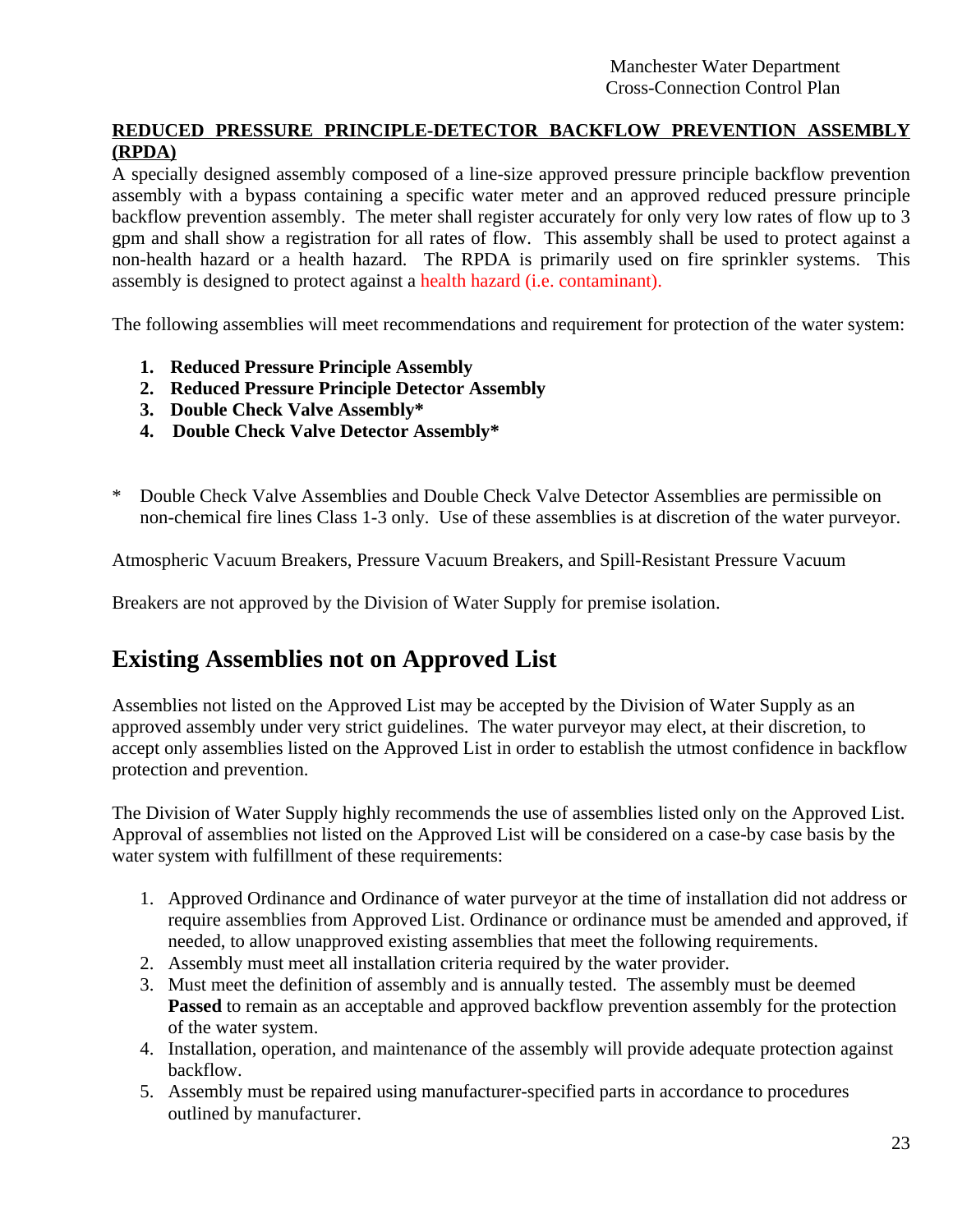**REDUCED PRESSURE PRINCIPLE-DETECTOR BACKFLOW PREVENTION ASSEMBLY (RPDA)**

A specially designed assembly composed of a line-size approved pressure principle backflow prevention assembly with a bypass containing a specific water meter and an approved reduced pressure principle backflow prevention assembly. The meter shall register accurately for only very low rates of flow up to 3 gpm and shall show a registration for all rates of flow. This assembly shall be used to protect against a non-health hazard or a health hazard. The RPDA is primarily used on fire sprinkler systems. This assembly is designed to protect against a health hazard (i.e. contaminant).

The following assemblies will meet recommendations and requirement for protection of the water system:

1. **Reduced Pressure Principle Assembly**
2. **Reduced Pressure Principle Detector Assembly**
3. **Double Check Valve Assembly***
4. **Double Check Valve Detector Assembly***

\* Double Check Valve Assemblies and Double Check Valve Detector Assemblies are permissible on non-chemical fire lines Class 1-3 only. Use of these assemblies is at discretion of the water purveyor.

Atmospheric Vacuum Breakers, Pressure Vacuum Breakers, and Spill-Resistant Pressure Vacuum

Breakers are not approved by the Division of Water Supply for premise isolation.

## Existing Assemblies not on Approved List

Assemblies not listed on the Approved List may be accepted by the Division of Water Supply as an approved assembly under very strict guidelines. The water purveyor may elect, at their discretion, to accept only assemblies listed on the Approved List in order to establish the utmost confidence in backflow protection and prevention.

The Division of Water Supply highly recommends the use of assemblies listed only on the Approved List. Approval of assemblies not listed on the Approved List will be considered on a case-by case basis by the water system with fulfillment of these requirements:

1. Approved Ordinance and Ordinance of water purveyor at the time of installation did not address or require assemblies from Approved List. Ordinance or ordinance must be amended and approved, if needed, to allow unapproved existing assemblies that meet the following requirements.
2. Assembly must meet all installation criteria required by the water provider.
3. Must meet the definition of assembly and is annually tested. The assembly must be deemed **Passed** to remain as an acceptable and approved backflow prevention assembly for the protection of the water system.
4. Installation, operation, and maintenance of the assembly will provide adequate protection against backflow.
5. Assembly must be repaired using manufacturer-specified parts in accordance to procedures outlined by manufacturer.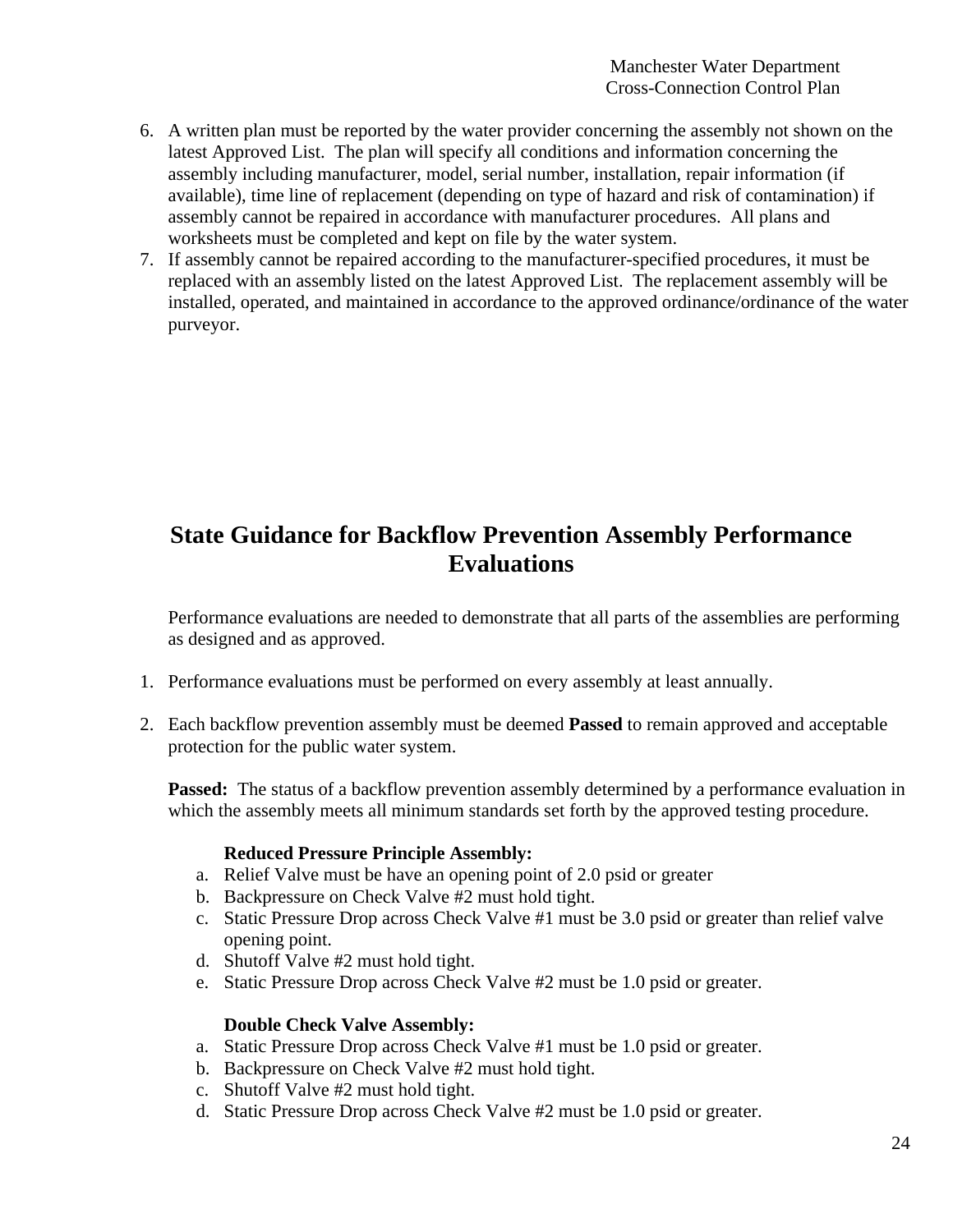6. A written plan must be reported by the water provider concerning the assembly not shown on the latest Approved List. The plan will specify all conditions and information concerning the assembly including manufacturer, model, serial number, installation, repair information (if available), time line of replacement (depending on type of hazard and risk of contamination) if assembly cannot be repaired in accordance with manufacturer procedures. All plans and worksheets must be completed and kept on file by the water system.
7. If assembly cannot be repaired according to the manufacturer-specified procedures, it must be replaced with an assembly listed on the latest Approved List. The replacement assembly will be installed, operated, and maintained in accordance to the approved ordinance/ordinance of the water purveyor.

## State Guidance for Backflow Prevention Assembly Performance Evaluations

Performance evaluations are needed to demonstrate that all parts of the assemblies are performing as designed and as approved.

1. Performance evaluations must be performed on every assembly at least annually.

2. Each backflow prevention assembly must be deemed **Passed** to remain approved and acceptable protection for the public water system.

   **Passed:** The status of a backflow prevention assembly determined by a performance evaluation in which the assembly meets all minimum standards set forth by the approved testing procedure.

   **Reduced Pressure Principle Assembly:**

   a. Relief Valve must be have an opening point of 2.0 psid or greater
   b. Backpressure on Check Valve #2 must hold tight.
   c. Static Pressure Drop across Check Valve #1 must be 3.0 psid or greater than relief valve opening point.
   d. Shutoff Valve #2 must hold tight.
   e. Static Pressure Drop across Check Valve #2 must be 1.0 psid or greater.

   **Double Check Valve Assembly:**

   a. Static Pressure Drop across Check Valve #1 must be 1.0 psid or greater.
   b. Backpressure on Check Valve #2 must hold tight.
   c. Shutoff Valve #2 must hold tight.
   d. Static Pressure Drop across Check Valve #2 must be 1.0 psid or greater.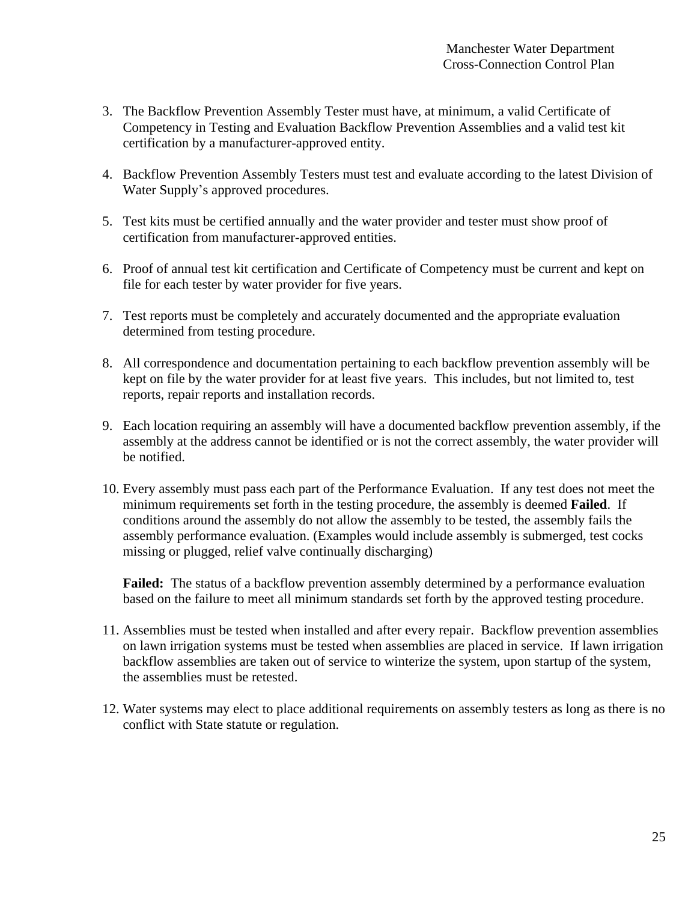3. The Backflow Prevention Assembly Tester must have, at minimum, a valid Certificate of Competency in Testing and Evaluation Backflow Prevention Assemblies and a valid test kit certification by a manufacturer-approved entity.

4. Backflow Prevention Assembly Testers must test and evaluate according to the latest Division of Water Supply's approved procedures.

5. Test kits must be certified annually and the water provider and tester must show proof of certification from manufacturer-approved entities.

6. Proof of annual test kit certification and Certificate of Competency must be current and kept on file for each tester by water provider for five years.

7. Test reports must be completely and accurately documented and the appropriate evaluation determined from testing procedure.

8. All correspondence and documentation pertaining to each backflow prevention assembly will be kept on file by the water provider for at least five years. This includes, but not limited to, test reports, repair reports and installation records.

9. Each location requiring an assembly will have a documented backflow prevention assembly, if the assembly at the address cannot be identified or is not the correct assembly, the water provider will be notified.

10. Every assembly must pass each part of the Performance Evaluation. If any test does not meet the minimum requirements set forth in the testing procedure, the assembly is deemed **Failed**. If conditions around the assembly do not allow the assembly to be tested, the assembly fails the assembly performance evaluation. (Examples would include assembly is submerged, test cocks missing or plugged, relief valve continually discharging)

    **Failed:** The status of a backflow prevention assembly determined by a performance evaluation based on the failure to meet all minimum standards set forth by the approved testing procedure.

11. Assemblies must be tested when installed and after every repair. Backflow prevention assemblies on lawn irrigation systems must be tested when assemblies are placed in service. If lawn irrigation backflow assemblies are taken out of service to winterize the system, upon startup of the system, the assemblies must be retested.

12. Water systems may elect to place additional requirements on assembly testers as long as there is no conflict with State statute or regulation.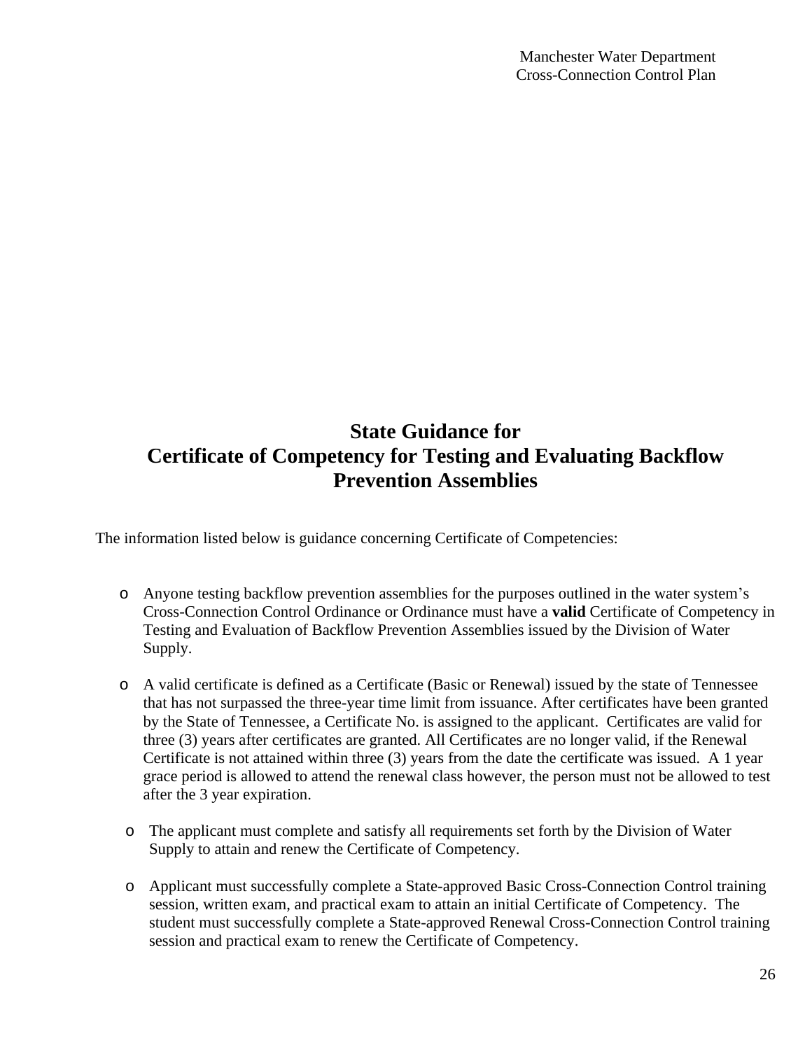# State Guidance for Certificate of Competency for Testing and Evaluating Backflow Prevention Assemblies

The information listed below is guidance concerning Certificate of Competencies:

- Anyone testing backflow prevention assemblies for the purposes outlined in the water system's Cross-Connection Control Ordinance or Ordinance must have a **valid** Certificate of Competency in Testing and Evaluation of Backflow Prevention Assemblies issued by the Division of Water Supply.

- A valid certificate is defined as a Certificate (Basic or Renewal) issued by the state of Tennessee that has not surpassed the three-year time limit from issuance. After certificates have been granted by the State of Tennessee, a Certificate No. is assigned to the applicant. Certificates are valid for three (3) years after certificates are granted. All Certificates are no longer valid, if the Renewal Certificate is not attained within three (3) years from the date the certificate was issued. A 1 year grace period is allowed to attend the renewal class however, the person must not be allowed to test after the 3 year expiration.

- The applicant must complete and satisfy all requirements set forth by the Division of Water Supply to attain and renew the Certificate of Competency.

- Applicant must successfully complete a State-approved Basic Cross-Connection Control training session, written exam, and practical exam to attain an initial Certificate of Competency. The student must successfully complete a State-approved Renewal Cross-Connection Control training session and practical exam to renew the Certificate of Competency.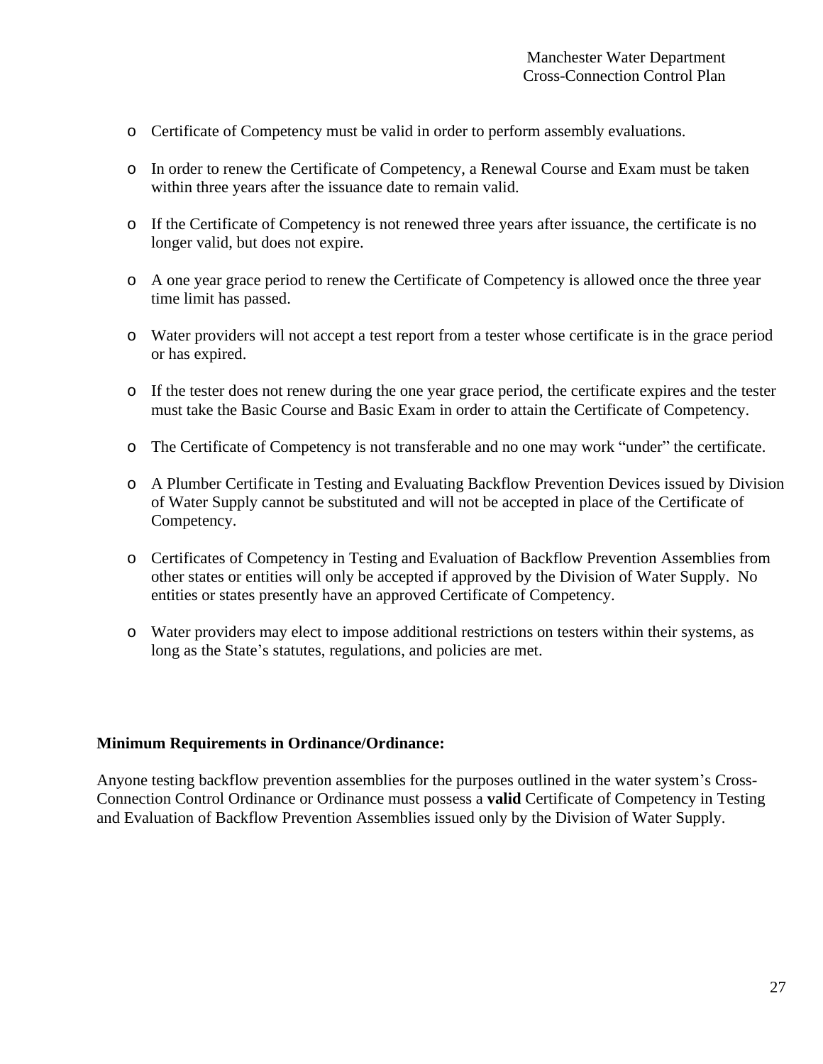- Certificate of Competency must be valid in order to perform assembly evaluations.

- In order to renew the Certificate of Competency, a Renewal Course and Exam must be taken within three years after the issuance date to remain valid.

- If the Certificate of Competency is not renewed three years after issuance, the certificate is no longer valid, but does not expire.

- A one year grace period to renew the Certificate of Competency is allowed once the three year time limit has passed.

- Water providers will not accept a test report from a tester whose certificate is in the grace period or has expired.

- If the tester does not renew during the one year grace period, the certificate expires and the tester must take the Basic Course and Basic Exam in order to attain the Certificate of Competency.

- The Certificate of Competency is not transferable and no one may work "under" the certificate.

- A Plumber Certificate in Testing and Evaluating Backflow Prevention Devices issued by Division of Water Supply cannot be substituted and will not be accepted in place of the Certificate of Competency.

- Certificates of Competency in Testing and Evaluation of Backflow Prevention Assemblies from other states or entities will only be accepted if approved by the Division of Water Supply. No entities or states presently have an approved Certificate of Competency.

- Water providers may elect to impose additional restrictions on testers within their systems, as long as the State's statutes, regulations, and policies are met.

**Minimum Requirements in Ordinance/Ordinance:**

Anyone testing backflow prevention assemblies for the purposes outlined in the water system's Cross-Connection Control Ordinance or Ordinance must possess a **valid** Certificate of Competency in Testing and Evaluation of Backflow Prevention Assemblies issued only by the Division of Water Supply.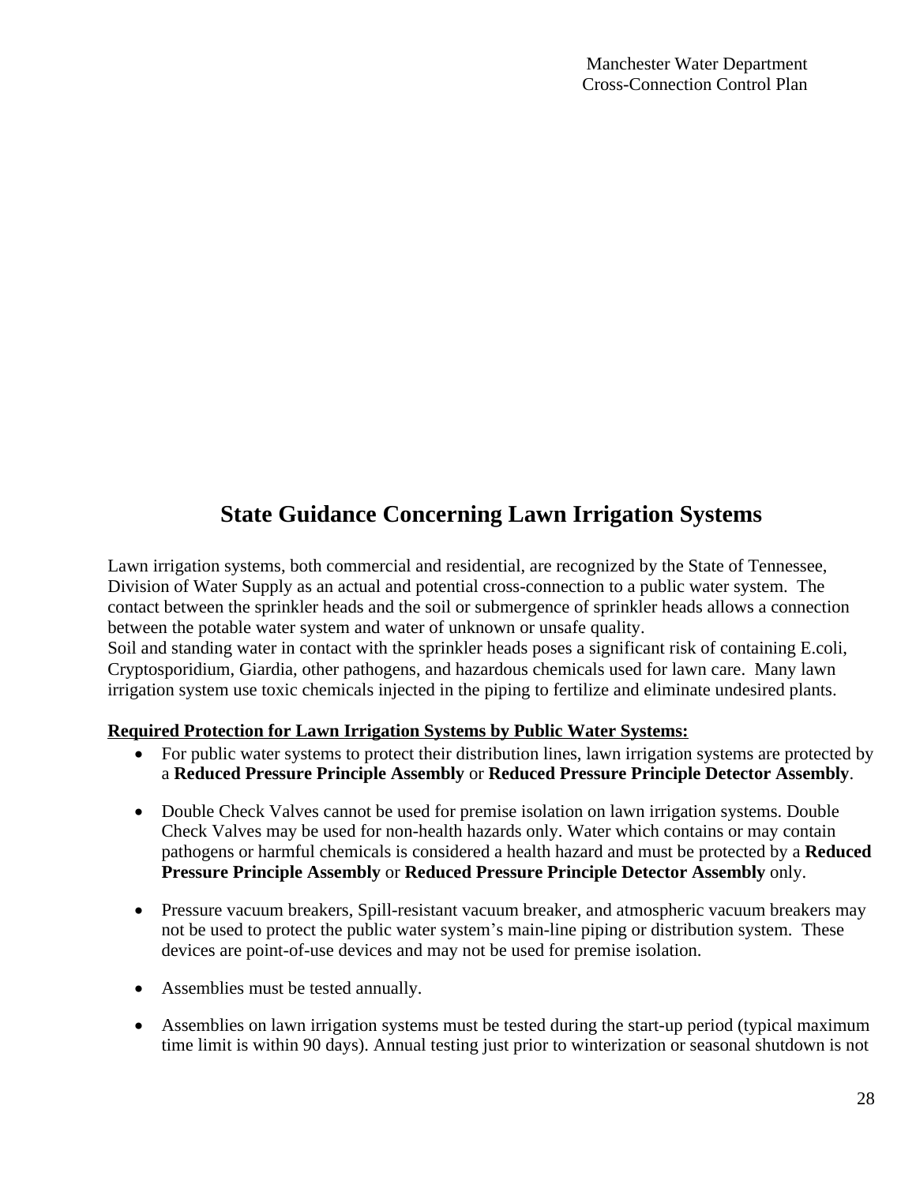## State Guidance Concerning Lawn Irrigation Systems

Lawn irrigation systems, both commercial and residential, are recognized by the State of Tennessee, Division of Water Supply as an actual and potential cross-connection to a public water system. The contact between the sprinkler heads and the soil or submergence of sprinkler heads allows a connection between the potable water system and water of unknown or unsafe quality.
Soil and standing water in contact with the sprinkler heads poses a significant risk of containing E.coli, Cryptosporidium, Giardia, other pathogens, and hazardous chemicals used for lawn care. Many lawn irrigation system use toxic chemicals injected in the piping to fertilize and eliminate undesired plants.

**Required Protection for Lawn Irrigation Systems by Public Water Systems:**

- For public water systems to protect their distribution lines, lawn irrigation systems are protected by a **Reduced Pressure Principle Assembly** or **Reduced Pressure Principle Detector Assembly**.

- Double Check Valves cannot be used for premise isolation on lawn irrigation systems. Double Check Valves may be used for non-health hazards only. Water which contains or may contain pathogens or harmful chemicals is considered a health hazard and must be protected by a **Reduced Pressure Principle Assembly** or **Reduced Pressure Principle Detector Assembly** only.

- Pressure vacuum breakers, Spill-resistant vacuum breaker, and atmospheric vacuum breakers may not be used to protect the public water system's main-line piping or distribution system. These devices are point-of-use devices and may not be used for premise isolation.

- Assemblies must be tested annually.

- Assemblies on lawn irrigation systems must be tested during the start-up period (typical maximum time limit is within 90 days). Annual testing just prior to winterization or seasonal shutdown is not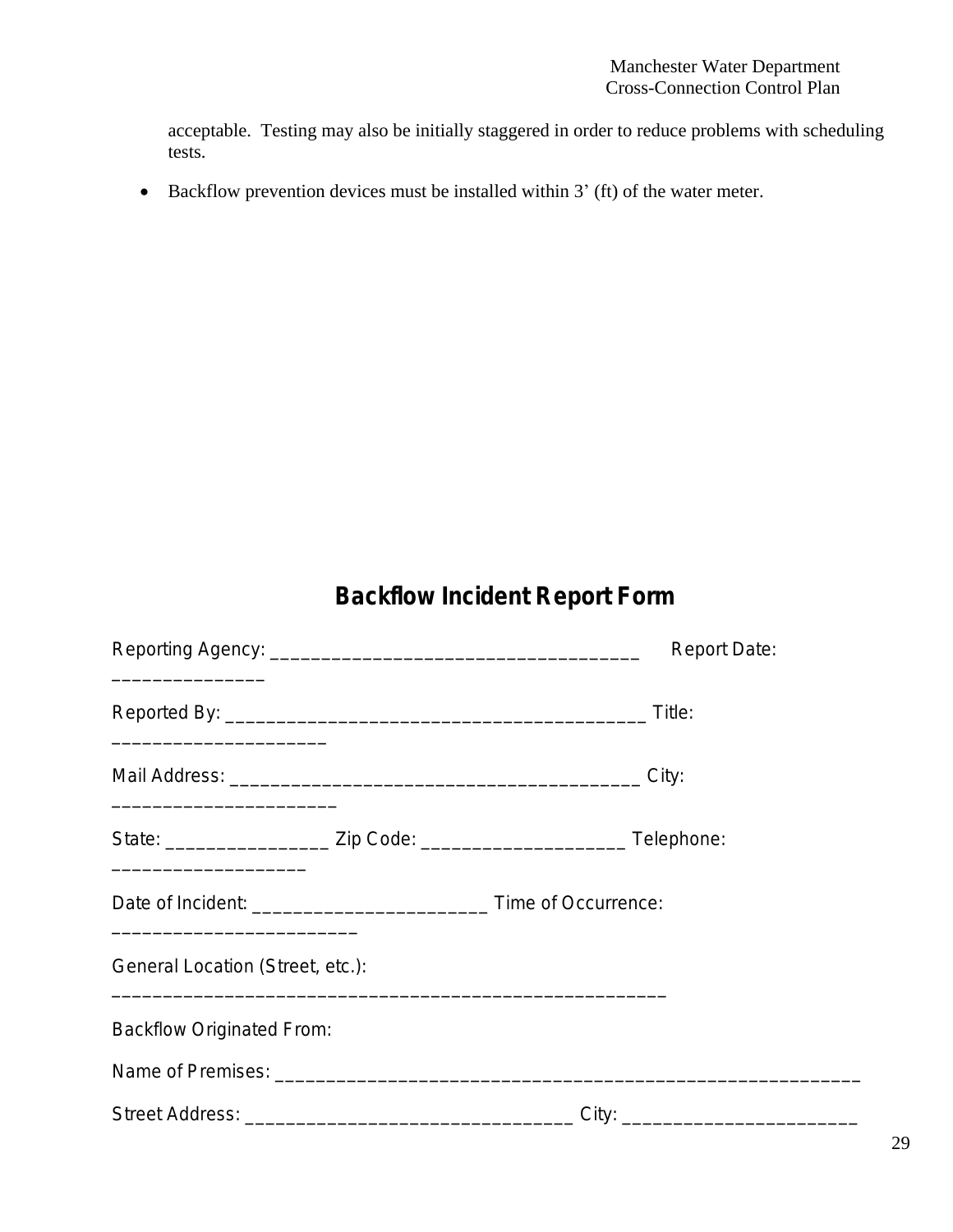acceptable. Testing may also be initially staggered in order to reduce problems with scheduling tests.

- Backflow prevention devices must be installed within 3' (ft) of the water meter.

## Backflow Incident Report Form

Reporting Agency: ____________________________________ Report Date: _______________

Reported By: __________________________________________ Title: _____________________

Mail Address: _________________________________________ City: ______________________

State: ________________ Zip Code: ____________________ Telephone: ___________________

Date of Incident: ________________________ Time of Occurrence: ________________________

General Location (Street, etc.): ______________________________________________________

Backflow Originated From:

Name of Premises: __________________________________________________________

Street Address: ________________________________ City: _______________________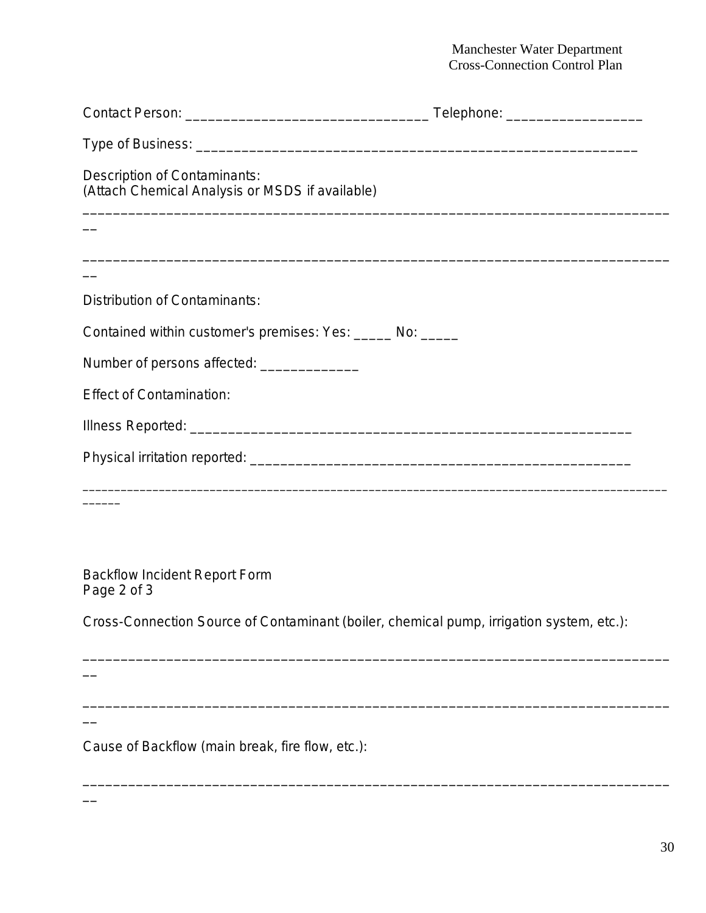Contact Person: ________________________________ Telephone: __________________

Type of Business: ___________________________________________________________

Description of Contaminants:
(Attach Chemical Analysis or MSDS if available)

________________________________________________________________________________

________________________________________________________________________________

Distribution of Contaminants:

Contained within customer's premises: Yes: _____ No: _____

Number of persons affected: _____________

Effect of Contamination:

Illness Reported: __________________________________________________________

Physical irritation reported: _________________________________________________

________________________________________________________________________________

Backflow Incident Report Form
Page 2 of 3

Cross-Connection Source of Contaminant (boiler, chemical pump, irrigation system, etc.):

________________________________________________________________________________

________________________________________________________________________________

Cause of Backflow (main break, fire flow, etc.):

________________________________________________________________________________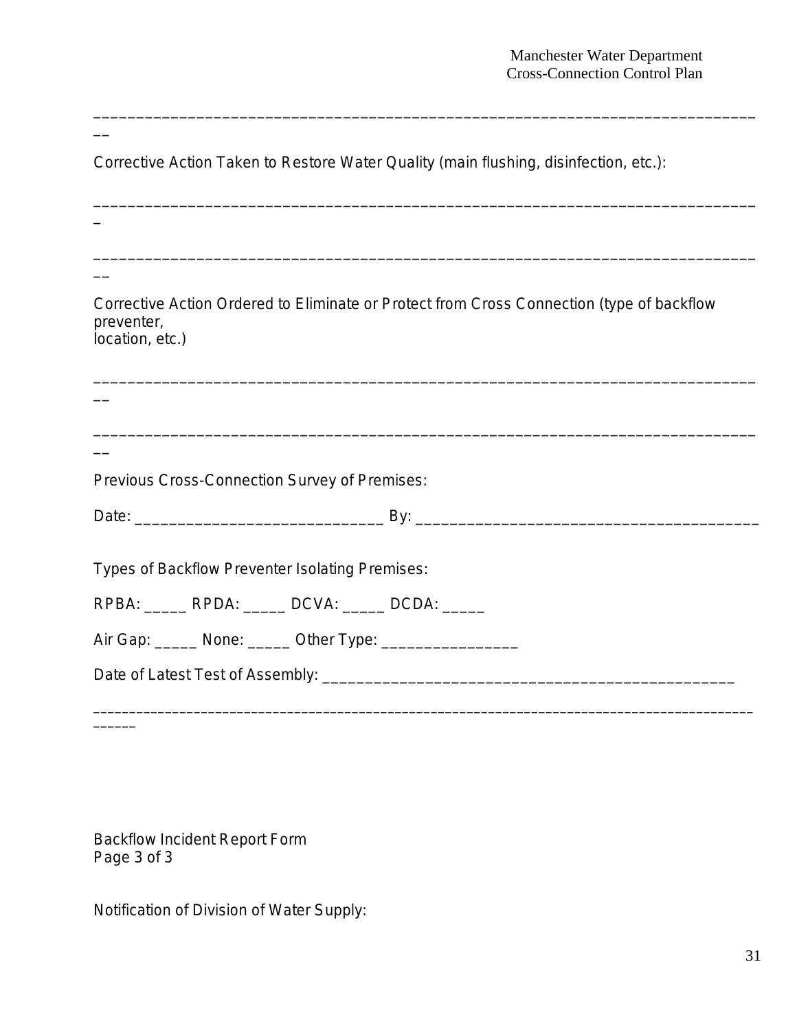______________________________________________________________________________

Corrective Action Taken to Restore Water Quality (main flushing, disinfection, etc.):

______________________________________________________________________________

______________________________________________________________________________

Corrective Action Ordered to Eliminate or Protect from Cross Connection (type of backflow preventer,
location, etc.)

______________________________________________________________________________

______________________________________________________________________________

Previous Cross-Connection Survey of Premises:

Date: ____________________________ By: _____________________________________

Types of Backflow Preventer Isolating Premises:

RPBA: _____ RPDA: _____ DCVA: _____ DCDA: _____

Air Gap: _____ None: _____ Other Type: ________________

Date of Latest Test of Assembly: _______________________________________________

______________________________________________________________________________

Backflow Incident Report Form
Page 3 of 3

Notification of Division of Water Supply: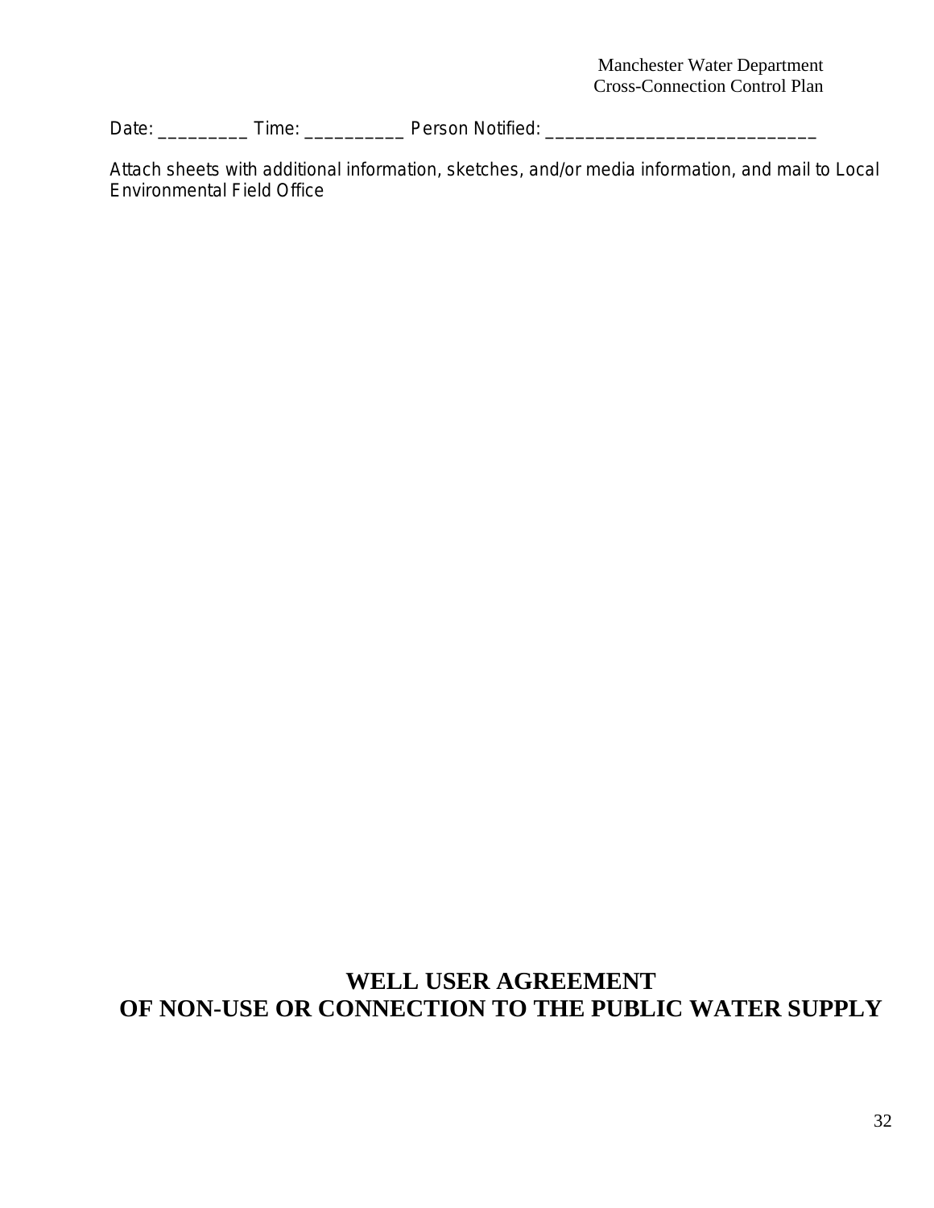Date: _________ Time: __________ Person Notified: ___________________________

Attach sheets with additional information, sketches, and/or media information, and mail to Local Environmental Field Office

# WELL USER AGREEMENT
# OF NON-USE OR CONNECTION TO THE PUBLIC WATER SUPPLY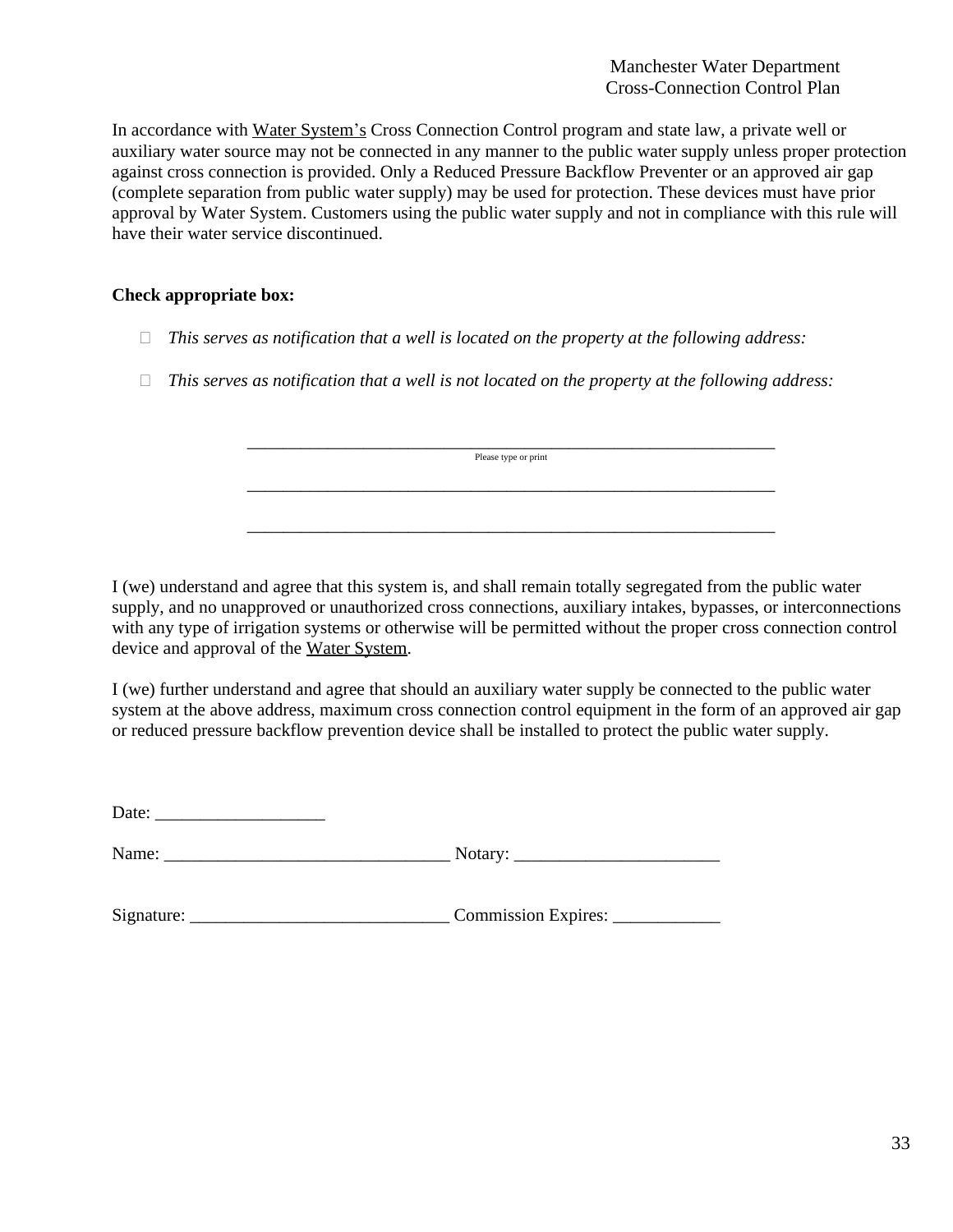In accordance with Water System's Cross Connection Control program and state law, a private well or auxiliary water source may not be connected in any manner to the public water supply unless proper protection against cross connection is provided. Only a Reduced Pressure Backflow Preventer or an approved air gap (complete separation from public water supply) may be used for protection. These devices must have prior approval by Water System. Customers using the public water supply and not in compliance with this rule will have their water service discontinued.

**Check appropriate box:**

- ☐ *This serves as notification that a well is located on the property at the following address:*
- ☐ *This serves as notification that a well is not located on the property at the following address:*

_______________________________________________________________

Please type or print

_______________________________________________________________

_______________________________________________________________

I (we) understand and agree that this system is, and shall remain totally segregated from the public water supply, and no unapproved or unauthorized cross connections, auxiliary intakes, bypasses, or interconnections with any type of irrigation systems or otherwise will be permitted without the proper cross connection control device and approval of the Water System.

I (we) further understand and agree that should an auxiliary water supply be connected to the public water system at the above address, maximum cross connection control equipment in the form of an approved air gap or reduced pressure backflow prevention device shall be installed to protect the public water supply.

Date: ___________________

Name: ________________________________ Notary: _______________________

Signature: _____________________________ Commission Expires: ____________